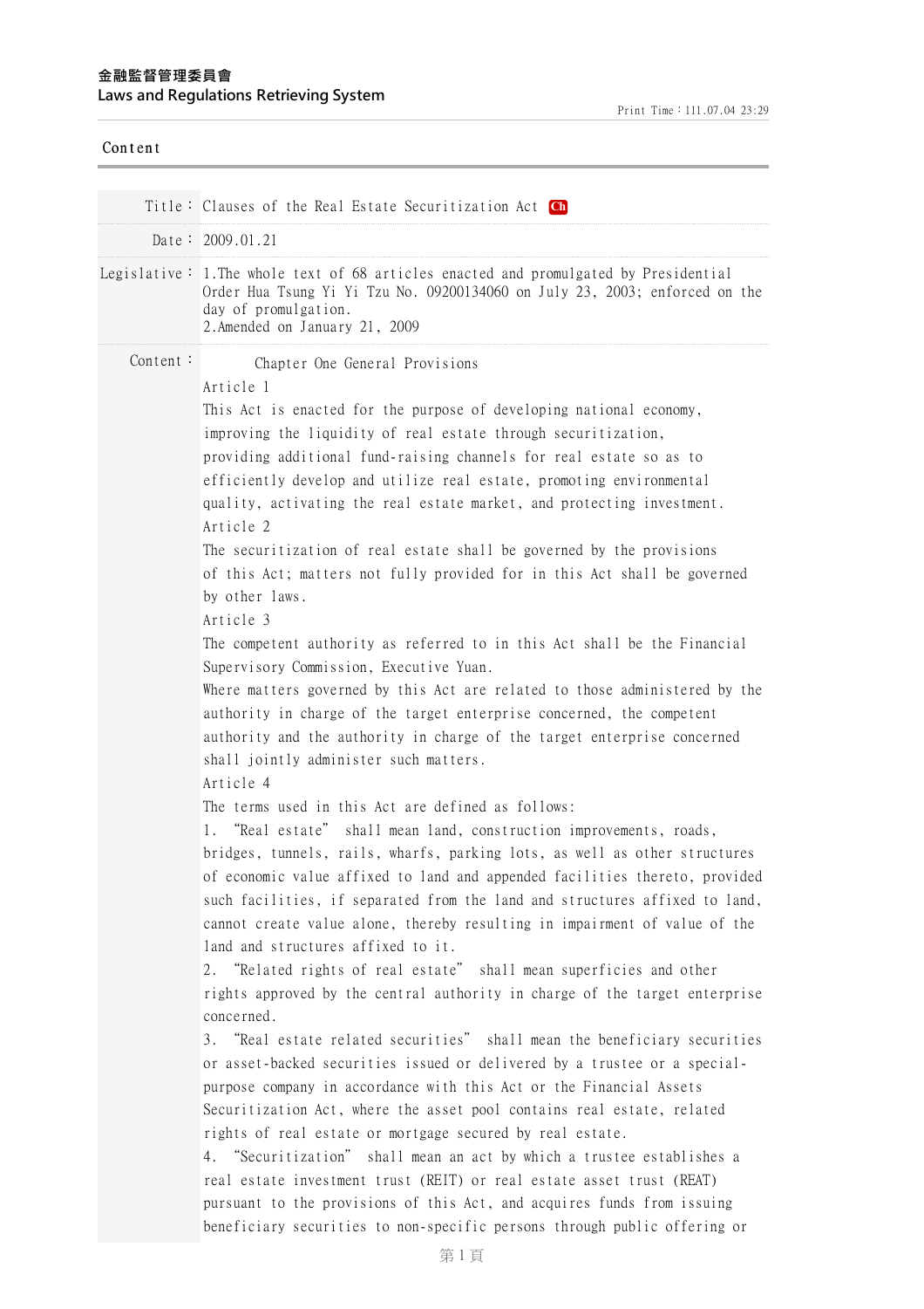金融監督管理委員會
Laws and Regulations Retrieving System

Print Time：111.07.04 23:29

Content

| | |
|---|---|
| Title： | Clauses of the Real Estate Securitization Act Ch |
| Date： | 2009.01.21 |
| Legislative： | 1.The whole text of 68 articles enacted and promulgated by Presidential Order Hua Tsung Yi Yi Tzu No. 09200134060 on July 23, 2003; enforced on the day of promulgation.<br>2.Amended on January 21, 2009 |

Content：

## Chapter One General Provisions

**Article 1**

This Act is enacted for the purpose of developing national economy, improving the liquidity of real estate through securitization, providing additional fund-raising channels for real estate so as to efficiently develop and utilize real estate, promoting environmental quality, activating the real estate market, and protecting investment.

**Article 2**

The securitization of real estate shall be governed by the provisions of this Act; matters not fully provided for in this Act shall be governed by other laws.

**Article 3**

The competent authority as referred to in this Act shall be the Financial Supervisory Commission, Executive Yuan.

Where matters governed by this Act are related to those administered by the authority in charge of the target enterprise concerned, the competent authority and the authority in charge of the target enterprise concerned shall jointly administer such matters.

**Article 4**

The terms used in this Act are defined as follows:

1. "Real estate" shall mean land, construction improvements, roads, bridges, tunnels, rails, wharfs, parking lots, as well as other structures of economic value affixed to land and appended facilities thereto, provided such facilities, if separated from the land and structures affixed to land, cannot create value alone, thereby resulting in impairment of value of the land and structures affixed to it.
2. "Related rights of real estate" shall mean superficies and other rights approved by the central authority in charge of the target enterprise concerned.
3. "Real estate related securities" shall mean the beneficiary securities or asset-backed securities issued or delivered by a trustee or a special-purpose company in accordance with this Act or the Financial Assets Securitization Act, where the asset pool contains real estate, related rights of real estate or mortgage secured by real estate.
4. "Securitization" shall mean an act by which a trustee establishes a real estate investment trust (REIT) or real estate asset trust (REAT) pursuant to the provisions of this Act, and acquires funds from issuing beneficiary securities to non-specific persons through public offering or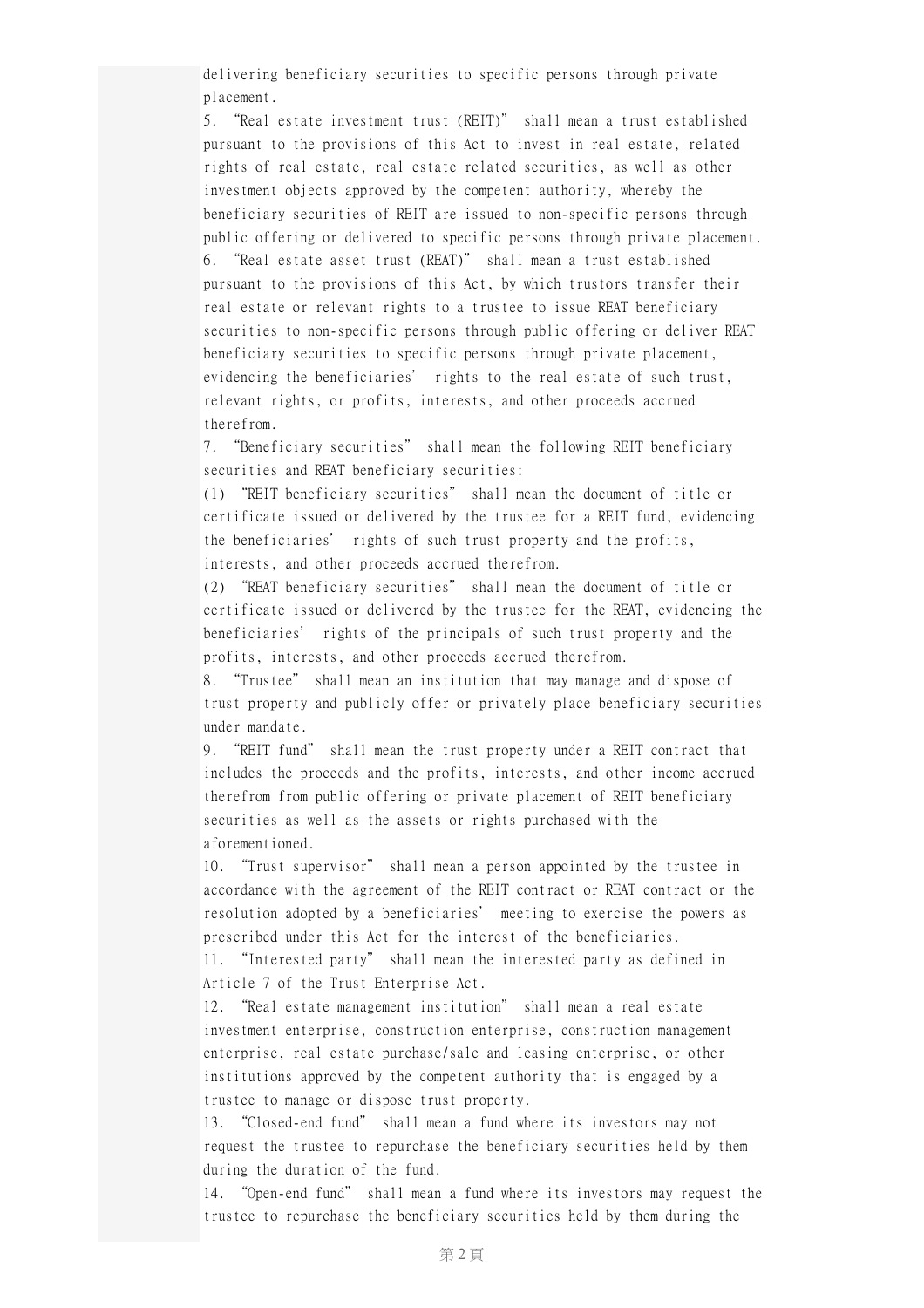delivering beneficiary securities to specific persons through private placement.

5. "Real estate investment trust (REIT)" shall mean a trust established pursuant to the provisions of this Act to invest in real estate, related rights of real estate, real estate related securities, as well as other investment objects approved by the competent authority, whereby the beneficiary securities of REIT are issued to non-specific persons through public offering or delivered to specific persons through private placement.

6. "Real estate asset trust (REAT)" shall mean a trust established pursuant to the provisions of this Act, by which trustors transfer their real estate or relevant rights to a trustee to issue REAT beneficiary securities to non-specific persons through public offering or deliver REAT beneficiary securities to specific persons through private placement, evidencing the beneficiaries' rights to the real estate of such trust, relevant rights, or profits, interests, and other proceeds accrued therefrom.

7. "Beneficiary securities" shall mean the following REIT beneficiary securities and REAT beneficiary securities:

(1) "REIT beneficiary securities" shall mean the document of title or certificate issued or delivered by the trustee for a REIT fund, evidencing the beneficiaries' rights of such trust property and the profits, interests, and other proceeds accrued therefrom.

(2) "REAT beneficiary securities" shall mean the document of title or certificate issued or delivered by the trustee for the REAT, evidencing the beneficiaries' rights of the principals of such trust property and the profits, interests, and other proceeds accrued therefrom.

8. "Trustee" shall mean an institution that may manage and dispose of trust property and publicly offer or privately place beneficiary securities under mandate.

9. "REIT fund" shall mean the trust property under a REIT contract that includes the proceeds and the profits, interests, and other income accrued therefrom from public offering or private placement of REIT beneficiary securities as well as the assets or rights purchased with the aforementioned.

10. "Trust supervisor" shall mean a person appointed by the trustee in accordance with the agreement of the REIT contract or REAT contract or the resolution adopted by a beneficiaries' meeting to exercise the powers as prescribed under this Act for the interest of the beneficiaries.

11. "Interested party" shall mean the interested party as defined in Article 7 of the Trust Enterprise Act.

12. "Real estate management institution" shall mean a real estate investment enterprise, construction enterprise, construction management enterprise, real estate purchase/sale and leasing enterprise, or other institutions approved by the competent authority that is engaged by a trustee to manage or dispose trust property.

13. "Closed-end fund" shall mean a fund where its investors may not request the trustee to repurchase the beneficiary securities held by them during the duration of the fund.

14. "Open-end fund" shall mean a fund where its investors may request the trustee to repurchase the beneficiary securities held by them during the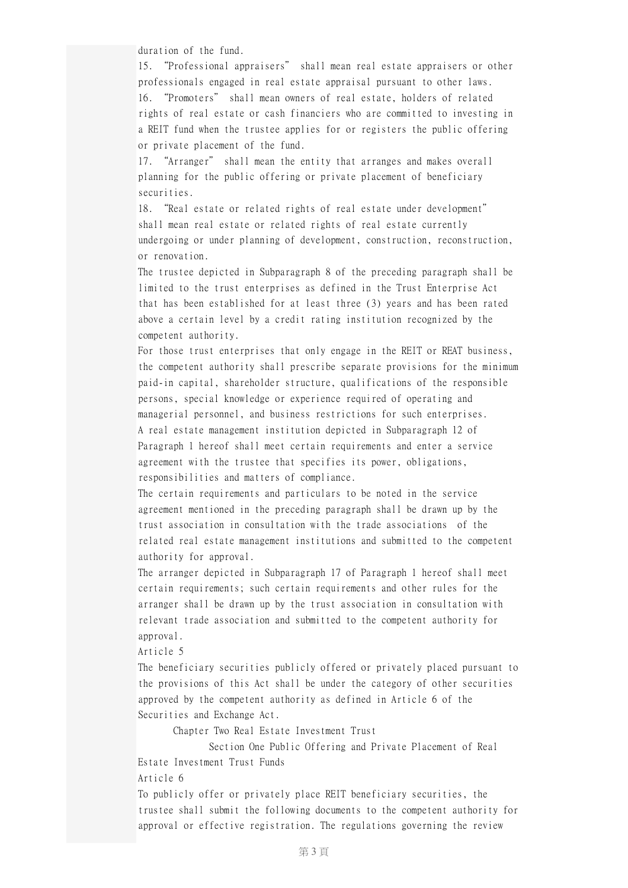duration of the fund.

15. "Professional appraisers" shall mean real estate appraisers or other professionals engaged in real estate appraisal pursuant to other laws.

16. "Promoters" shall mean owners of real estate, holders of related rights of real estate or cash financiers who are committed to investing in a REIT fund when the trustee applies for or registers the public offering or private placement of the fund.

17. "Arranger" shall mean the entity that arranges and makes overall planning for the public offering or private placement of beneficiary securities.

18. "Real estate or related rights of real estate under development" shall mean real estate or related rights of real estate currently undergoing or under planning of development, construction, reconstruction, or renovation.

The trustee depicted in Subparagraph 8 of the preceding paragraph shall be limited to the trust enterprises as defined in the Trust Enterprise Act that has been established for at least three (3) years and has been rated above a certain level by a credit rating institution recognized by the competent authority.

For those trust enterprises that only engage in the REIT or REAT business, the competent authority shall prescribe separate provisions for the minimum paid-in capital, shareholder structure, qualifications of the responsible persons, special knowledge or experience required of operating and managerial personnel, and business restrictions for such enterprises.

A real estate management institution depicted in Subparagraph 12 of Paragraph 1 hereof shall meet certain requirements and enter a service agreement with the trustee that specifies its power, obligations, responsibilities and matters of compliance.

The certain requirements and particulars to be noted in the service agreement mentioned in the preceding paragraph shall be drawn up by the trust association in consultation with the trade associations of the related real estate management institutions and submitted to the competent authority for approval.

The arranger depicted in Subparagraph 17 of Paragraph 1 hereof shall meet certain requirements; such certain requirements and other rules for the arranger shall be drawn up by the trust association in consultation with relevant trade association and submitted to the competent authority for approval.

Article 5

The beneficiary securities publicly offered or privately placed pursuant to the provisions of this Act shall be under the category of other securities approved by the competent authority as defined in Article 6 of the Securities and Exchange Act.

## Chapter Two Real Estate Investment Trust

### Section One Public Offering and Private Placement of Real Estate Investment Trust Funds

Article 6

To publicly offer or privately place REIT beneficiary securities, the trustee shall submit the following documents to the competent authority for approval or effective registration. The regulations governing the review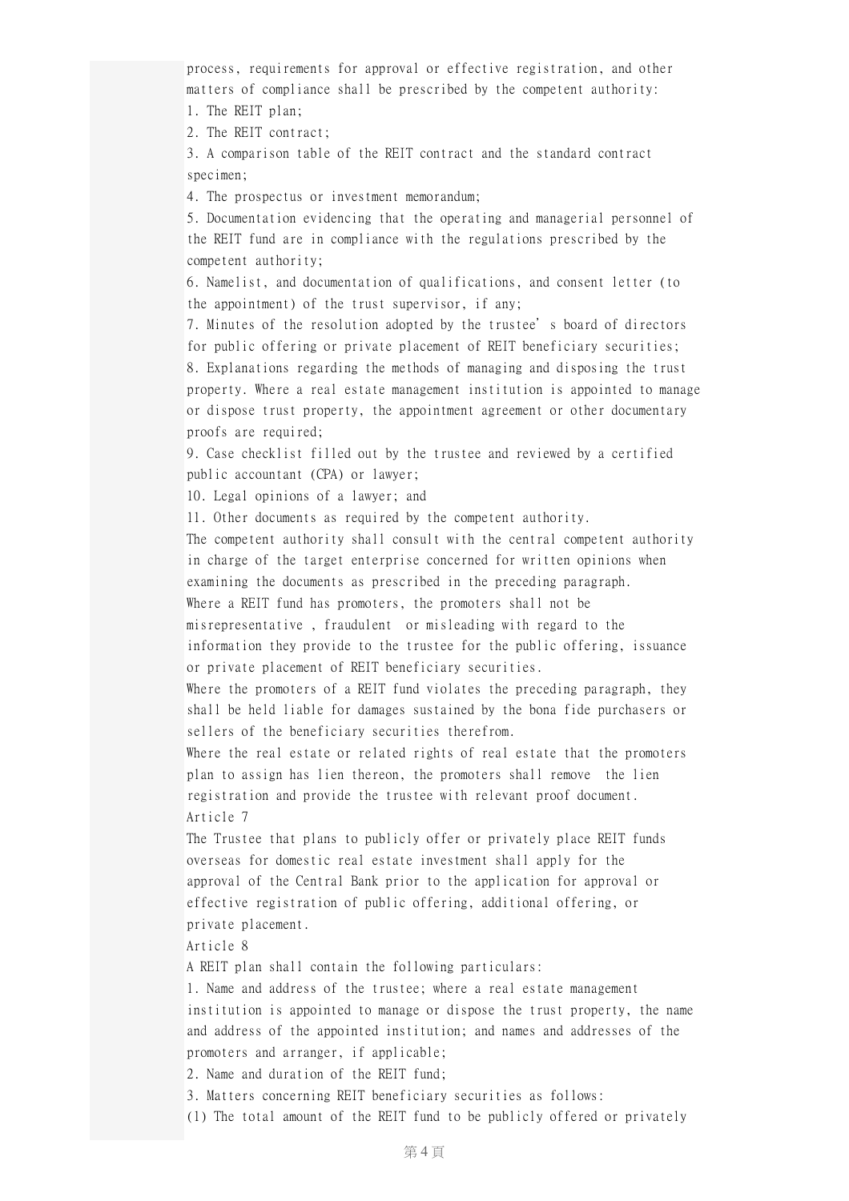process, requirements for approval or effective registration, and other matters of compliance shall be prescribed by the competent authority:

1. The REIT plan;
2. The REIT contract;
3. A comparison table of the REIT contract and the standard contract specimen;
4. The prospectus or investment memorandum;
5. Documentation evidencing that the operating and managerial personnel of the REIT fund are in compliance with the regulations prescribed by the competent authority;
6. Namelist, and documentation of qualifications, and consent letter (to the appointment) of the trust supervisor, if any;
7. Minutes of the resolution adopted by the trustee's board of directors for public offering or private placement of REIT beneficiary securities;
8. Explanations regarding the methods of managing and disposing the trust property. Where a real estate management institution is appointed to manage or dispose trust property, the appointment agreement or other documentary proofs are required;
9. Case checklist filled out by the trustee and reviewed by a certified public accountant (CPA) or lawyer;
10. Legal opinions of a lawyer; and
11. Other documents as required by the competent authority.

The competent authority shall consult with the central competent authority in charge of the target enterprise concerned for written opinions when examining the documents as prescribed in the preceding paragraph.

Where a REIT fund has promoters, the promoters shall not be misrepresentative , fraudulent or misleading with regard to the information they provide to the trustee for the public offering, issuance or private placement of REIT beneficiary securities.

Where the promoters of a REIT fund violates the preceding paragraph, they shall be held liable for damages sustained by the bona fide purchasers or sellers of the beneficiary securities therefrom.

Where the real estate or related rights of real estate that the promoters plan to assign has lien thereon, the promoters shall remove the lien registration and provide the trustee with relevant proof document.

Article 7

The Trustee that plans to publicly offer or privately place REIT funds overseas for domestic real estate investment shall apply for the approval of the Central Bank prior to the application for approval or effective registration of public offering, additional offering, or private placement.

Article 8

A REIT plan shall contain the following particulars:

1. Name and address of the trustee; where a real estate management institution is appointed to manage or dispose the trust property, the name and address of the appointed institution; and names and addresses of the promoters and arranger, if applicable;
2. Name and duration of the REIT fund;
3. Matters concerning REIT beneficiary securities as follows:

(1) The total amount of the REIT fund to be publicly offered or privately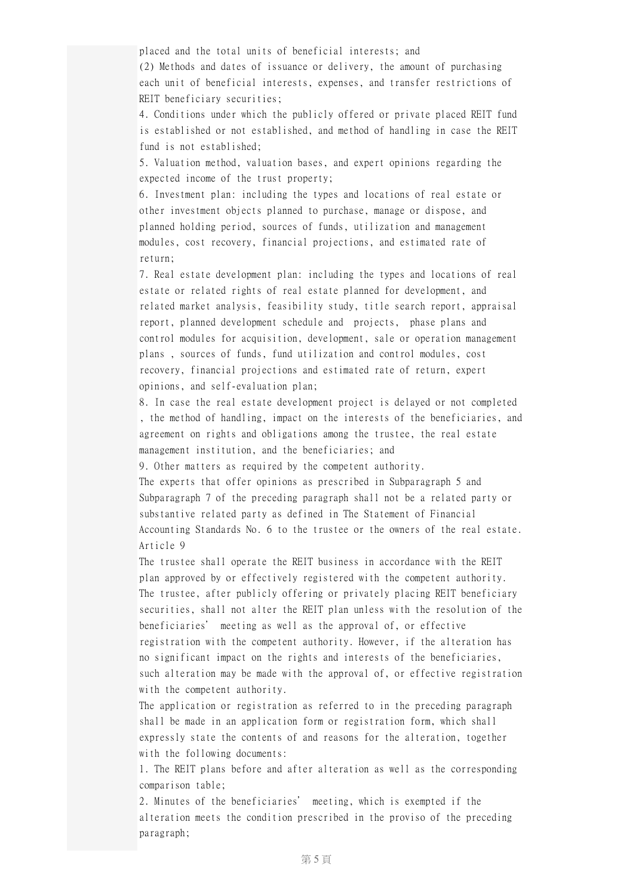placed and the total units of beneficial interests; and

(2) Methods and dates of issuance or delivery, the amount of purchasing each unit of beneficial interests, expenses, and transfer restrictions of REIT beneficiary securities;

4. Conditions under which the publicly offered or private placed REIT fund is established or not established, and method of handling in case the REIT fund is not established;

5. Valuation method, valuation bases, and expert opinions regarding the expected income of the trust property;

6. Investment plan: including the types and locations of real estate or other investment objects planned to purchase, manage or dispose, and planned holding period, sources of funds, utilization and management modules, cost recovery, financial projections, and estimated rate of return;

7. Real estate development plan: including the types and locations of real estate or related rights of real estate planned for development, and related market analysis, feasibility study, title search report, appraisal report, planned development schedule and projects, phase plans and control modules for acquisition, development, sale or operation management plans , sources of funds, fund utilization and control modules, cost recovery, financial projections and estimated rate of return, expert opinions, and self-evaluation plan;

8. In case the real estate development project is delayed or not completed , the method of handling, impact on the interests of the beneficiaries, and agreement on rights and obligations among the trustee, the real estate management institution, and the beneficiaries; and

9. Other matters as required by the competent authority.

The experts that offer opinions as prescribed in Subparagraph 5 and Subparagraph 7 of the preceding paragraph shall not be a related party or substantive related party as defined in The Statement of Financial Accounting Standards No. 6 to the trustee or the owners of the real estate.

Article 9

The trustee shall operate the REIT business in accordance with the REIT plan approved by or effectively registered with the competent authority.

The trustee, after publicly offering or privately placing REIT beneficiary securities, shall not alter the REIT plan unless with the resolution of the beneficiaries' meeting as well as the approval of, or effective registration with the competent authority. However, if the alteration has no significant impact on the rights and interests of the beneficiaries, such alteration may be made with the approval of, or effective registration with the competent authority.

The application or registration as referred to in the preceding paragraph shall be made in an application form or registration form, which shall expressly state the contents of and reasons for the alteration, together with the following documents:

1. The REIT plans before and after alteration as well as the corresponding comparison table;

2. Minutes of the beneficiaries' meeting, which is exempted if the alteration meets the condition prescribed in the proviso of the preceding paragraph;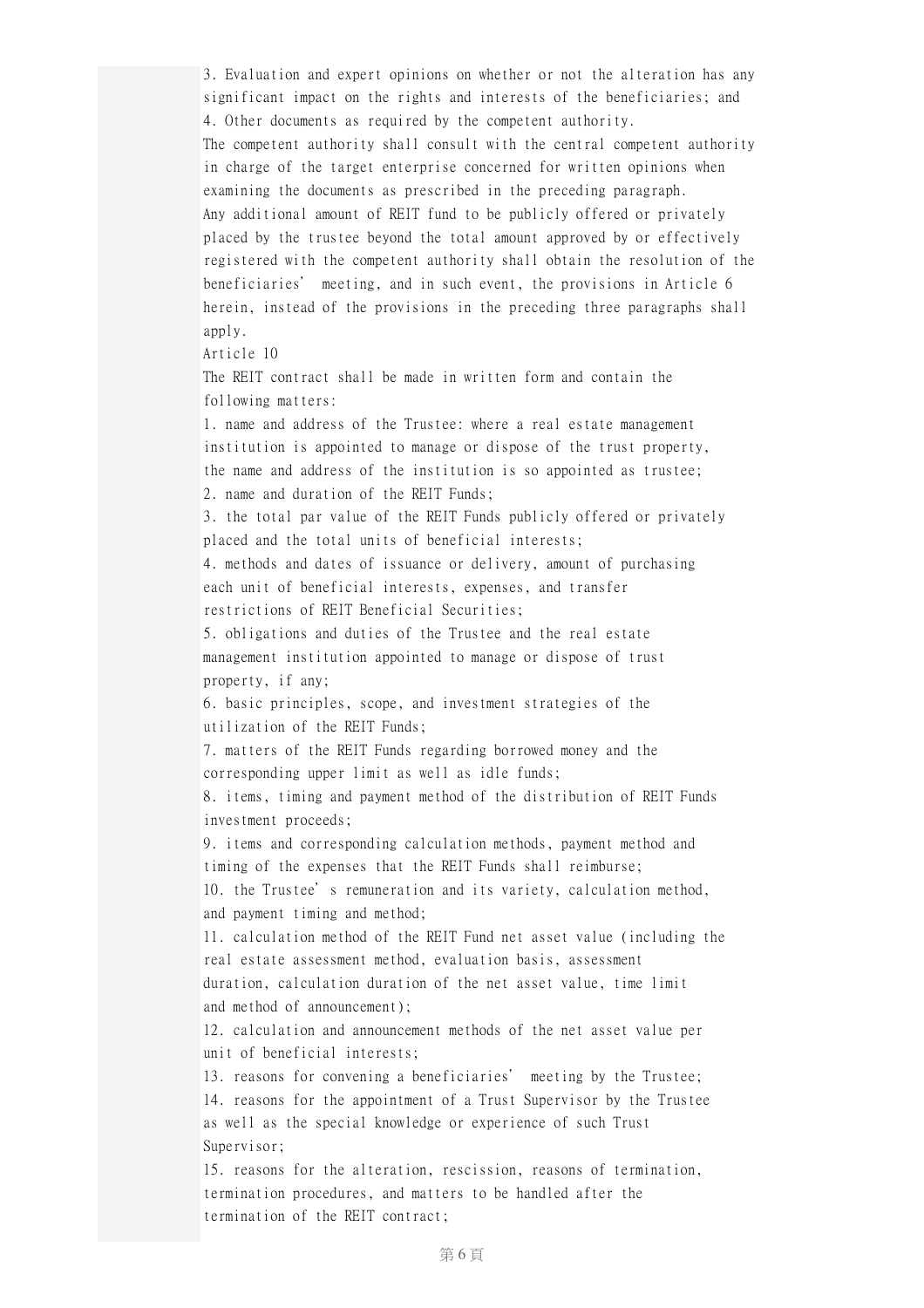3. Evaluation and expert opinions on whether or not the alteration has any significant impact on the rights and interests of the beneficiaries; and
4. Other documents as required by the competent authority.

The competent authority shall consult with the central competent authority in charge of the target enterprise concerned for written opinions when examining the documents as prescribed in the preceding paragraph.

Any additional amount of REIT fund to be publicly offered or privately placed by the trustee beyond the total amount approved by or effectively registered with the competent authority shall obtain the resolution of the beneficiaries' meeting, and in such event, the provisions in Article 6 herein, instead of the provisions in the preceding three paragraphs shall apply.

Article 10

The REIT contract shall be made in written form and contain the following matters:

1. name and address of the Trustee: where a real estate management institution is appointed to manage or dispose of the trust property, the name and address of the institution is so appointed as trustee;
2. name and duration of the REIT Funds;
3. the total par value of the REIT Funds publicly offered or privately placed and the total units of beneficial interests;
4. methods and dates of issuance or delivery, amount of purchasing each unit of beneficial interests, expenses, and transfer restrictions of REIT Beneficial Securities;
5. obligations and duties of the Trustee and the real estate management institution appointed to manage or dispose of trust property, if any;
6. basic principles, scope, and investment strategies of the utilization of the REIT Funds;
7. matters of the REIT Funds regarding borrowed money and the corresponding upper limit as well as idle funds;
8. items, timing and payment method of the distribution of REIT Funds investment proceeds;
9. items and corresponding calculation methods, payment method and timing of the expenses that the REIT Funds shall reimburse;
10. the Trustee's remuneration and its variety, calculation method, and payment timing and method;
11. calculation method of the REIT Fund net asset value (including the real estate assessment method, evaluation basis, assessment duration, calculation duration of the net asset value, time limit and method of announcement);
12. calculation and announcement methods of the net asset value per unit of beneficial interests;
13. reasons for convening a beneficiaries' meeting by the Trustee;
14. reasons for the appointment of a Trust Supervisor by the Trustee as well as the special knowledge or experience of such Trust Supervisor;
15. reasons for the alteration, rescission, reasons of termination, termination procedures, and matters to be handled after the termination of the REIT contract;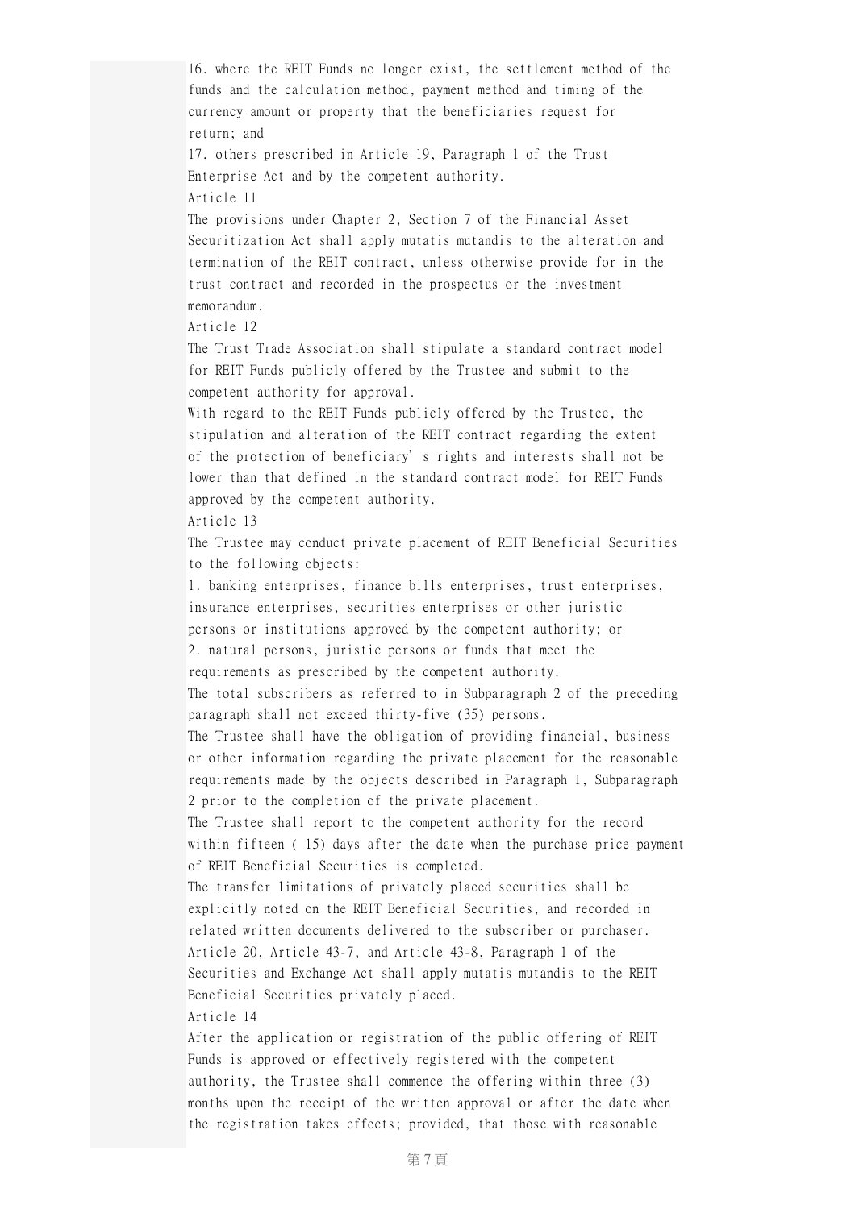16. where the REIT Funds no longer exist, the settlement method of the funds and the calculation method, payment method and timing of the currency amount or property that the beneficiaries request for return; and

17. others prescribed in Article 19, Paragraph 1 of the Trust Enterprise Act and by the competent authority.

Article 11

The provisions under Chapter 2, Section 7 of the Financial Asset Securitization Act shall apply mutatis mutandis to the alteration and termination of the REIT contract, unless otherwise provide for in the trust contract and recorded in the prospectus or the investment memorandum.

Article 12

The Trust Trade Association shall stipulate a standard contract model for REIT Funds publicly offered by the Trustee and submit to the competent authority for approval.

With regard to the REIT Funds publicly offered by the Trustee, the stipulation and alteration of the REIT contract regarding the extent of the protection of beneficiary' s rights and interests shall not be lower than that defined in the standard contract model for REIT Funds approved by the competent authority.

Article 13

The Trustee may conduct private placement of REIT Beneficial Securities to the following objects:

1. banking enterprises, finance bills enterprises, trust enterprises, insurance enterprises, securities enterprises or other juristic persons or institutions approved by the competent authority; or

2. natural persons, juristic persons or funds that meet the requirements as prescribed by the competent authority.

The total subscribers as referred to in Subparagraph 2 of the preceding paragraph shall not exceed thirty-five (35) persons.

The Trustee shall have the obligation of providing financial, business or other information regarding the private placement for the reasonable requirements made by the objects described in Paragraph 1, Subparagraph 2 prior to the completion of the private placement.

The Trustee shall report to the competent authority for the record within fifteen ( 15) days after the date when the purchase price payment of REIT Beneficial Securities is completed.

The transfer limitations of privately placed securities shall be explicitly noted on the REIT Beneficial Securities, and recorded in related written documents delivered to the subscriber or purchaser.

Article 20, Article 43-7, and Article 43-8, Paragraph 1 of the Securities and Exchange Act shall apply mutatis mutandis to the REIT Beneficial Securities privately placed.

Article 14

After the application or registration of the public offering of REIT Funds is approved or effectively registered with the competent authority, the Trustee shall commence the offering within three (3) months upon the receipt of the written approval or after the date when the registration takes effects; provided, that those with reasonable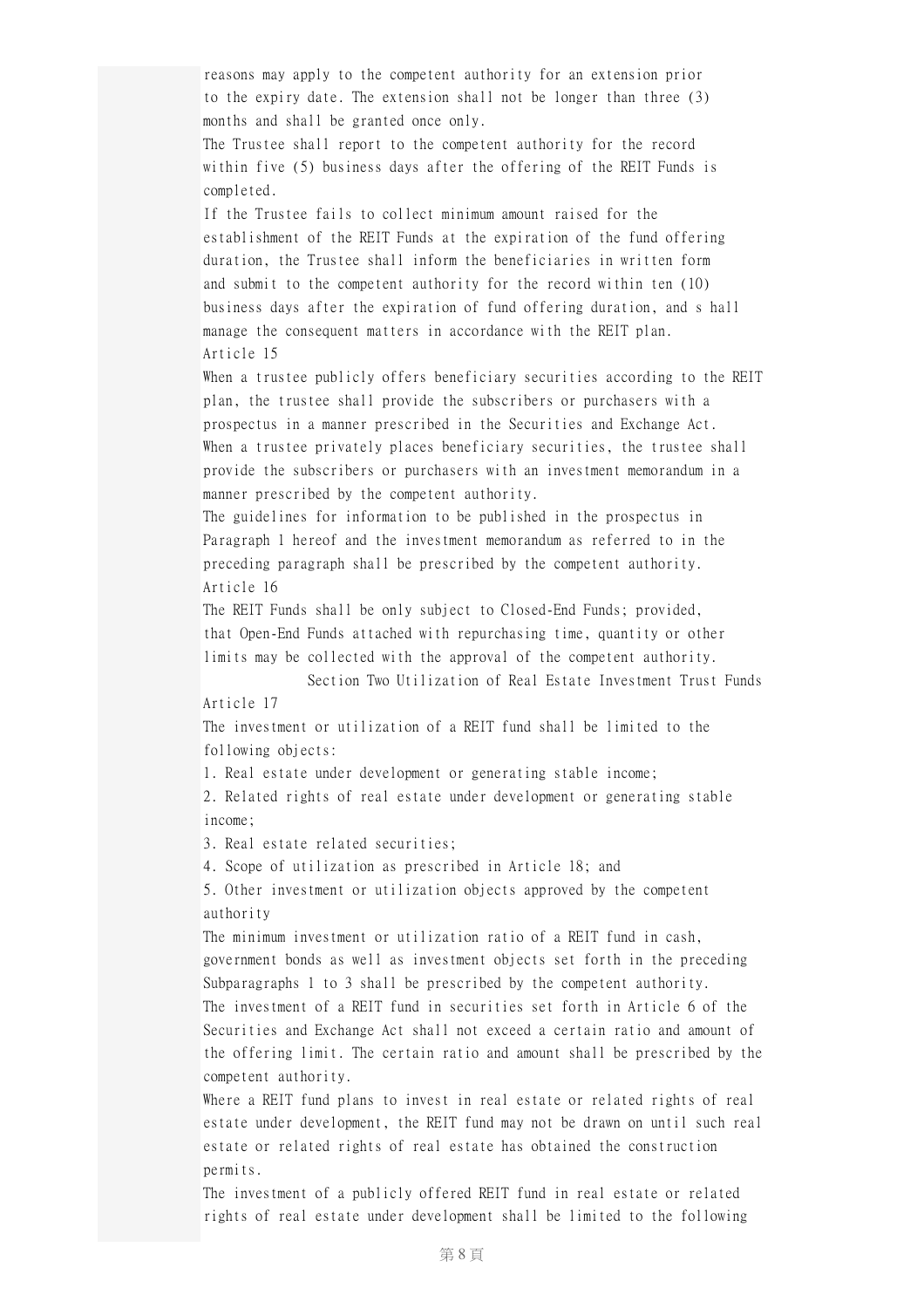reasons may apply to the competent authority for an extension prior to the expiry date. The extension shall not be longer than three (3) months and shall be granted once only.

The Trustee shall report to the competent authority for the record within five (5) business days after the offering of the REIT Funds is completed.

If the Trustee fails to collect minimum amount raised for the establishment of the REIT Funds at the expiration of the fund offering duration, the Trustee shall inform the beneficiaries in written form and submit to the competent authority for the record within ten (10) business days after the expiration of fund offering duration, and s hall manage the consequent matters in accordance with the REIT plan.

Article 15

When a trustee publicly offers beneficiary securities according to the REIT plan, the trustee shall provide the subscribers or purchasers with a prospectus in a manner prescribed in the Securities and Exchange Act.

When a trustee privately places beneficiary securities, the trustee shall provide the subscribers or purchasers with an investment memorandum in a manner prescribed by the competent authority.

The guidelines for information to be published in the prospectus in Paragraph 1 hereof and the investment memorandum as referred to in the preceding paragraph shall be prescribed by the competent authority.

Article 16

The REIT Funds shall be only subject to Closed-End Funds; provided, that Open-End Funds attached with repurchasing time, quantity or other limits may be collected with the approval of the competent authority.

## Section Two Utilization of Real Estate Investment Trust Funds

Article 17

The investment or utilization of a REIT fund shall be limited to the following objects:

1. Real estate under development or generating stable income;
2. Related rights of real estate under development or generating stable income;
3. Real estate related securities;
4. Scope of utilization as prescribed in Article 18; and
5. Other investment or utilization objects approved by the competent authority

The minimum investment or utilization ratio of a REIT fund in cash, government bonds as well as investment objects set forth in the preceding Subparagraphs 1 to 3 shall be prescribed by the competent authority.

The investment of a REIT fund in securities set forth in Article 6 of the Securities and Exchange Act shall not exceed a certain ratio and amount of the offering limit. The certain ratio and amount shall be prescribed by the competent authority.

Where a REIT fund plans to invest in real estate or related rights of real estate under development, the REIT fund may not be drawn on until such real estate or related rights of real estate has obtained the construction permits.

The investment of a publicly offered REIT fund in real estate or related rights of real estate under development shall be limited to the following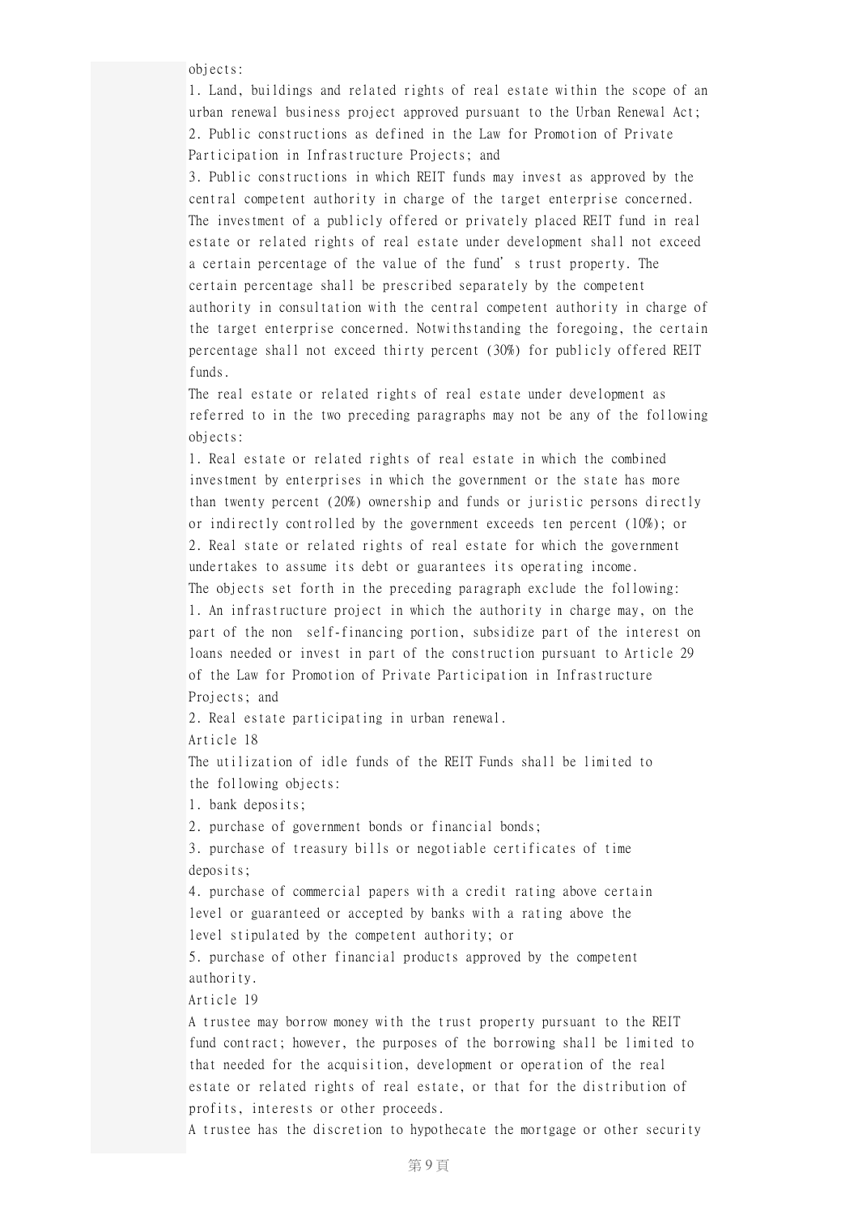objects:

1. Land, buildings and related rights of real estate within the scope of an urban renewal business project approved pursuant to the Urban Renewal Act;
2. Public constructions as defined in the Law for Promotion of Private Participation in Infrastructure Projects; and
3. Public constructions in which REIT funds may invest as approved by the central competent authority in charge of the target enterprise concerned.

The investment of a publicly offered or privately placed REIT fund in real estate or related rights of real estate under development shall not exceed a certain percentage of the value of the fund's trust property. The certain percentage shall be prescribed separately by the competent authority in consultation with the central competent authority in charge of the target enterprise concerned. Notwithstanding the foregoing, the certain percentage shall not exceed thirty percent (30%) for publicly offered REIT funds.

The real estate or related rights of real estate under development as referred to in the two preceding paragraphs may not be any of the following objects:

1. Real estate or related rights of real estate in which the combined investment by enterprises in which the government or the state has more than twenty percent (20%) ownership and funds or juristic persons directly or indirectly controlled by the government exceeds ten percent (10%); or
2. Real state or related rights of real estate for which the government undertakes to assume its debt or guarantees its operating income.

The objects set forth in the preceding paragraph exclude the following:

1. An infrastructure project in which the authority in charge may, on the part of the non self-financing portion, subsidize part of the interest on loans needed or invest in part of the construction pursuant to Article 29 of the Law for Promotion of Private Participation in Infrastructure Projects; and
2. Real estate participating in urban renewal.

Article 18

The utilization of idle funds of the REIT Funds shall be limited to the following objects:

1. bank deposits;
2. purchase of government bonds or financial bonds;
3. purchase of treasury bills or negotiable certificates of time deposits;
4. purchase of commercial papers with a credit rating above certain level or guaranteed or accepted by banks with a rating above the level stipulated by the competent authority; or
5. purchase of other financial products approved by the competent authority.

Article 19

A trustee may borrow money with the trust property pursuant to the REIT fund contract; however, the purposes of the borrowing shall be limited to that needed for the acquisition, development or operation of the real estate or related rights of real estate, or that for the distribution of profits, interests or other proceeds.

A trustee has the discretion to hypothecate the mortgage or other security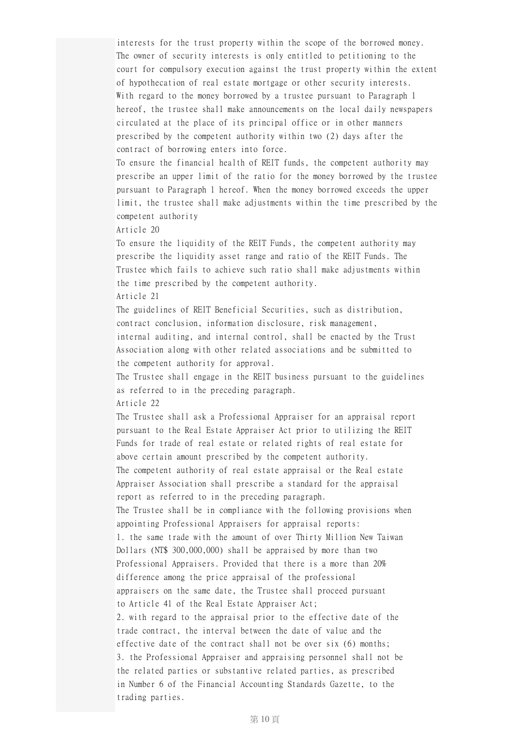interests for the trust property within the scope of the borrowed money. The owner of security interests is only entitled to petitioning to the court for compulsory execution against the trust property within the extent of hypothecation of real estate mortgage or other security interests.

With regard to the money borrowed by a trustee pursuant to Paragraph 1 hereof, the trustee shall make announcements on the local daily newspapers circulated at the place of its principal office or in other manners prescribed by the competent authority within two (2) days after the contract of borrowing enters into force.

To ensure the financial health of REIT funds, the competent authority may prescribe an upper limit of the ratio for the money borrowed by the trustee pursuant to Paragraph 1 hereof. When the money borrowed exceeds the upper limit, the trustee shall make adjustments within the time prescribed by the competent authority

Article 20

To ensure the liquidity of the REIT Funds, the competent authority may prescribe the liquidity asset range and ratio of the REIT Funds. The Trustee which fails to achieve such ratio shall make adjustments within the time prescribed by the competent authority.

Article 21

The guidelines of REIT Beneficial Securities, such as distribution, contract conclusion, information disclosure, risk management, internal auditing, and internal control, shall be enacted by the Trust Association along with other related associations and be submitted to the competent authority for approval.

The Trustee shall engage in the REIT business pursuant to the guidelines as referred to in the preceding paragraph.

Article 22

The Trustee shall ask a Professional Appraiser for an appraisal report pursuant to the Real Estate Appraiser Act prior to utilizing the REIT Funds for trade of real estate or related rights of real estate for above certain amount prescribed by the competent authority.

The competent authority of real estate appraisal or the Real estate Appraiser Association shall prescribe a standard for the appraisal report as referred to in the preceding paragraph.

The Trustee shall be in compliance with the following provisions when appointing Professional Appraisers for appraisal reports:

1. the same trade with the amount of over Thirty Million New Taiwan Dollars (NT$ 300,000,000) shall be appraised by more than two Professional Appraisers. Provided that there is a more than 20% difference among the price appraisal of the professional appraisers on the same date, the Trustee shall proceed pursuant to Article 41 of the Real Estate Appraiser Act;
2. with regard to the appraisal prior to the effective date of the trade contract, the interval between the date of value and the effective date of the contract shall not be over six (6) months;
3. the Professional Appraiser and appraising personnel shall not be the related parties or substantive related parties, as prescribed in Number 6 of the Financial Accounting Standards Gazette, to the trading parties.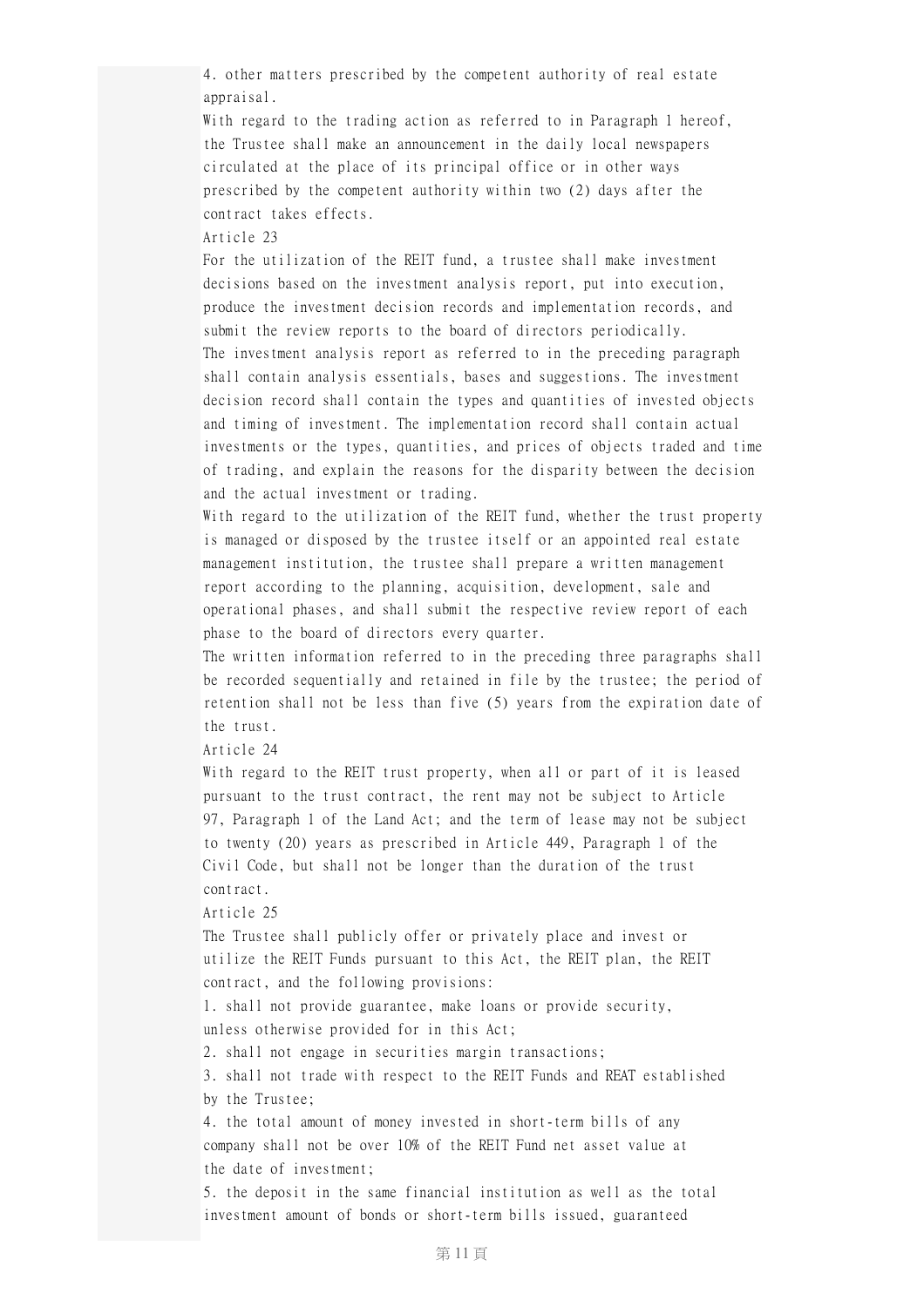4. other matters prescribed by the competent authority of real estate appraisal.

With regard to the trading action as referred to in Paragraph 1 hereof, the Trustee shall make an announcement in the daily local newspapers circulated at the place of its principal office or in other ways prescribed by the competent authority within two (2) days after the contract takes effects.

Article 23

For the utilization of the REIT fund, a trustee shall make investment decisions based on the investment analysis report, put into execution, produce the investment decision records and implementation records, and submit the review reports to the board of directors periodically.

The investment analysis report as referred to in the preceding paragraph shall contain analysis essentials, bases and suggestions. The investment decision record shall contain the types and quantities of invested objects and timing of investment. The implementation record shall contain actual investments or the types, quantities, and prices of objects traded and time of trading, and explain the reasons for the disparity between the decision and the actual investment or trading.

With regard to the utilization of the REIT fund, whether the trust property is managed or disposed by the trustee itself or an appointed real estate management institution, the trustee shall prepare a written management report according to the planning, acquisition, development, sale and operational phases, and shall submit the respective review report of each phase to the board of directors every quarter.

The written information referred to in the preceding three paragraphs shall be recorded sequentially and retained in file by the trustee; the period of retention shall not be less than five (5) years from the expiration date of the trust.

Article 24

With regard to the REIT trust property, when all or part of it is leased pursuant to the trust contract, the rent may not be subject to Article 97, Paragraph 1 of the Land Act; and the term of lease may not be subject to twenty (20) years as prescribed in Article 449, Paragraph 1 of the Civil Code, but shall not be longer than the duration of the trust contract.

Article 25

The Trustee shall publicly offer or privately place and invest or utilize the REIT Funds pursuant to this Act, the REIT plan, the REIT contract, and the following provisions:

1. shall not provide guarantee, make loans or provide security, unless otherwise provided for in this Act;
2. shall not engage in securities margin transactions;
3. shall not trade with respect to the REIT Funds and REAT established by the Trustee;
4. the total amount of money invested in short-term bills of any company shall not be over 10% of the REIT Fund net asset value at the date of investment;
5. the deposit in the same financial institution as well as the total investment amount of bonds or short-term bills issued, guaranteed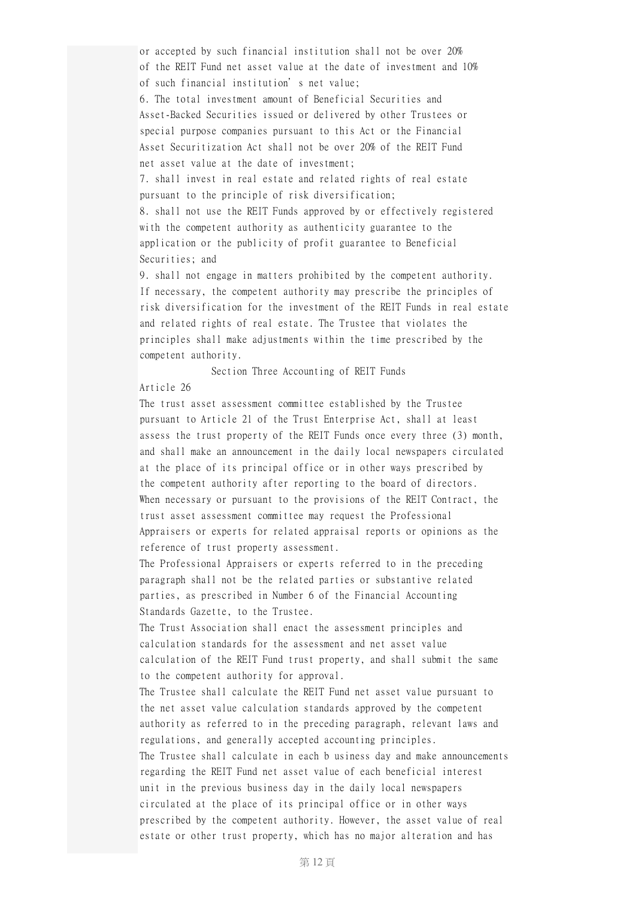or accepted by such financial institution shall not be over 20% of the REIT Fund net asset value at the date of investment and 10% of such financial institution's net value;

6. The total investment amount of Beneficial Securities and Asset-Backed Securities issued or delivered by other Trustees or special purpose companies pursuant to this Act or the Financial Asset Securitization Act shall not be over 20% of the REIT Fund net asset value at the date of investment;

7. shall invest in real estate and related rights of real estate pursuant to the principle of risk diversification;

8. shall not use the REIT Funds approved by or effectively registered with the competent authority as authenticity guarantee to the application or the publicity of profit guarantee to Beneficial Securities; and

9. shall not engage in matters prohibited by the competent authority.

If necessary, the competent authority may prescribe the principles of risk diversification for the investment of the REIT Funds in real estate and related rights of real estate. The Trustee that violates the principles shall make adjustments within the time prescribed by the competent authority.

### Section Three Accounting of REIT Funds

Article 26

The trust asset assessment committee established by the Trustee pursuant to Article 21 of the Trust Enterprise Act, shall at least assess the trust property of the REIT Funds once every three (3) month, and shall make an announcement in the daily local newspapers circulated at the place of its principal office or in other ways prescribed by the competent authority after reporting to the board of directors. When necessary or pursuant to the provisions of the REIT Contract, the trust asset assessment committee may request the Professional Appraisers or experts for related appraisal reports or opinions as the reference of trust property assessment.

The Professional Appraisers or experts referred to in the preceding paragraph shall not be the related parties or substantive related parties, as prescribed in Number 6 of the Financial Accounting Standards Gazette, to the Trustee.

The Trust Association shall enact the assessment principles and calculation standards for the assessment and net asset value calculation of the REIT Fund trust property, and shall submit the same to the competent authority for approval.

The Trustee shall calculate the REIT Fund net asset value pursuant to the net asset value calculation standards approved by the competent authority as referred to in the preceding paragraph, relevant laws and regulations, and generally accepted accounting principles.

The Trustee shall calculate in each b usiness day and make announcements regarding the REIT Fund net asset value of each beneficial interest unit in the previous business day in the daily local newspapers circulated at the place of its principal office or in other ways prescribed by the competent authority. However, the asset value of real estate or other trust property, which has no major alteration and has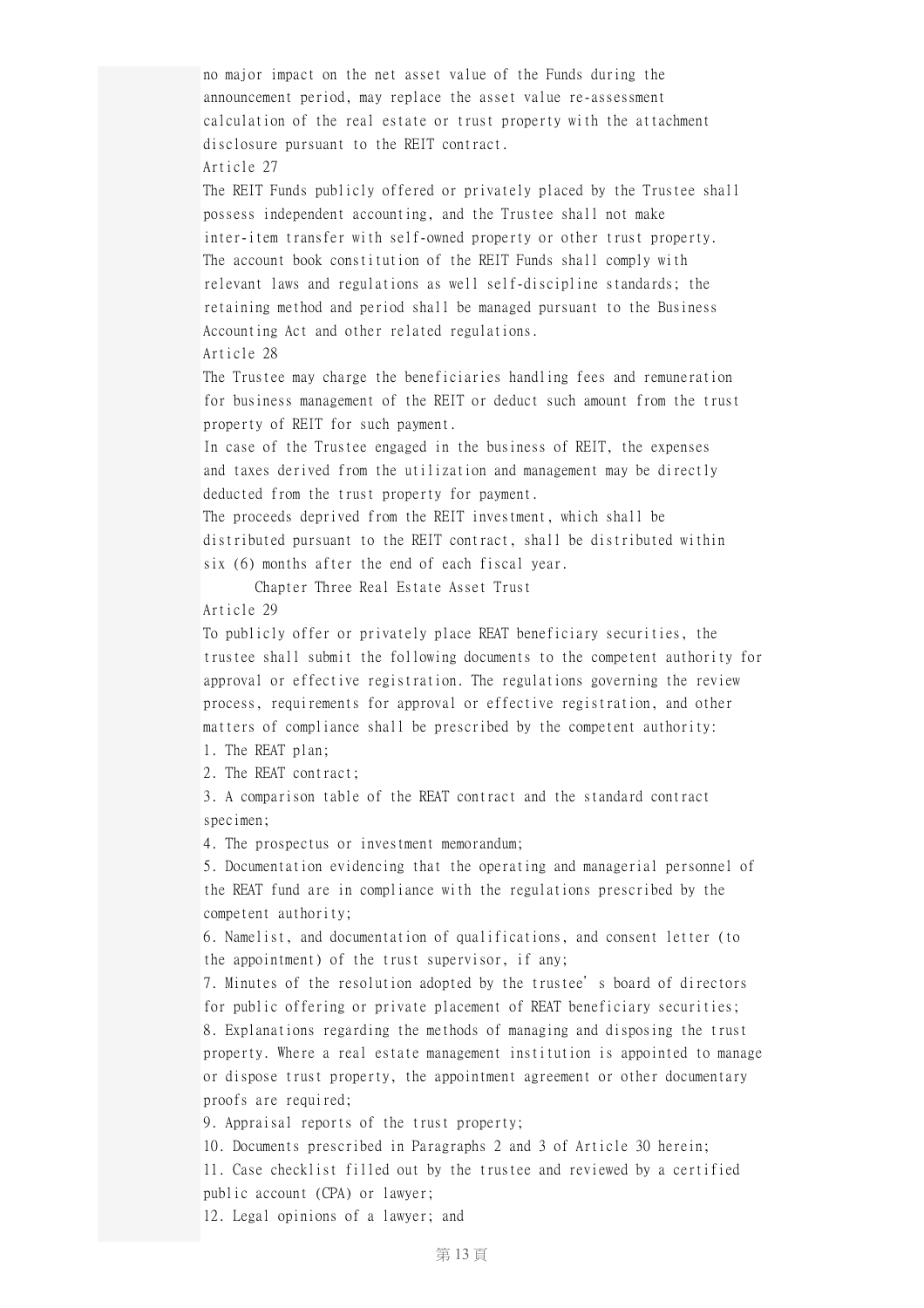no major impact on the net asset value of the Funds during the announcement period, may replace the asset value re-assessment calculation of the real estate or trust property with the attachment disclosure pursuant to the REIT contract.

Article 27

The REIT Funds publicly offered or privately placed by the Trustee shall possess independent accounting, and the Trustee shall not make inter-item transfer with self-owned property or other trust property. The account book constitution of the REIT Funds shall comply with relevant laws and regulations as well self-discipline standards; the retaining method and period shall be managed pursuant to the Business Accounting Act and other related regulations.

Article 28

The Trustee may charge the beneficiaries handling fees and remuneration for business management of the REIT or deduct such amount from the trust property of REIT for such payment.

In case of the Trustee engaged in the business of REIT, the expenses and taxes derived from the utilization and management may be directly deducted from the trust property for payment.

The proceeds deprived from the REIT investment, which shall be distributed pursuant to the REIT contract, shall be distributed within six (6) months after the end of each fiscal year.

## Chapter Three Real Estate Asset Trust

Article 29

To publicly offer or privately place REAT beneficiary securities, the trustee shall submit the following documents to the competent authority for approval or effective registration. The regulations governing the review process, requirements for approval or effective registration, and other matters of compliance shall be prescribed by the competent authority:

1. The REAT plan;
2. The REAT contract;
3. A comparison table of the REAT contract and the standard contract specimen;
4. The prospectus or investment memorandum;
5. Documentation evidencing that the operating and managerial personnel of the REAT fund are in compliance with the regulations prescribed by the competent authority;
6. Namelist, and documentation of qualifications, and consent letter (to the appointment) of the trust supervisor, if any;
7. Minutes of the resolution adopted by the trustee's board of directors for public offering or private placement of REAT beneficiary securities;
8. Explanations regarding the methods of managing and disposing the trust property. Where a real estate management institution is appointed to manage or dispose trust property, the appointment agreement or other documentary proofs are required;
9. Appraisal reports of the trust property;
10. Documents prescribed in Paragraphs 2 and 3 of Article 30 herein;
11. Case checklist filled out by the trustee and reviewed by a certified public account (CPA) or lawyer;
12. Legal opinions of a lawyer; and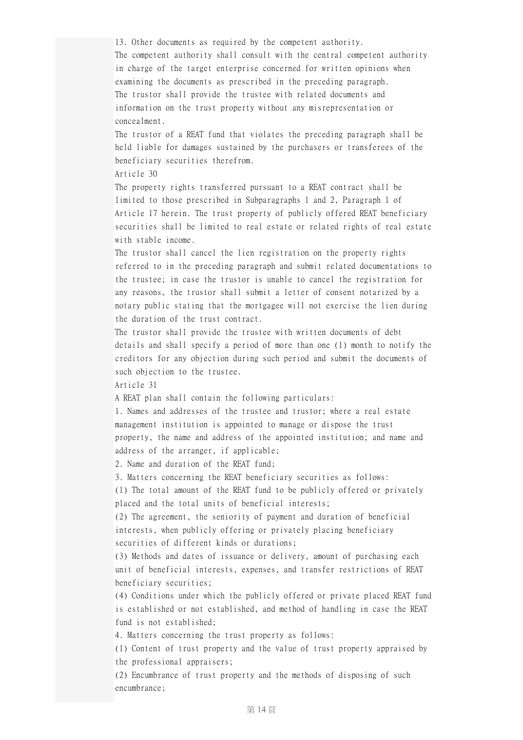13. Other documents as required by the competent authority.

The competent authority shall consult with the central competent authority in charge of the target enterprise concerned for written opinions when examining the documents as prescribed in the preceding paragraph.

The trustor shall provide the trustee with related documents and information on the trust property without any misrepresentation or concealment.

The trustor of a REAT fund that violates the preceding paragraph shall be held liable for damages sustained by the purchasers or transferees of the beneficiary securities therefrom.

Article 30

The property rights transferred pursuant to a REAT contract shall be limited to those prescribed in Subparagraphs 1 and 2, Paragraph 1 of Article 17 herein. The trust property of publicly offered REAT beneficiary securities shall be limited to real estate or related rights of real estate with stable income.

The trustor shall cancel the lien registration on the property rights referred to in the preceding paragraph and submit related documentations to the trustee; in case the trustor is unable to cancel the registration for any reasons, the trustor shall submit a letter of consent notarized by a notary public stating that the mortgagee will not exercise the lien during the duration of the trust contract.

The trustor shall provide the trustee with written documents of debt details and shall specify a period of more than one (1) month to notify the creditors for any objection during such period and submit the documents of such objection to the trustee.

Article 31

A REAT plan shall contain the following particulars:

1. Names and addresses of the trustee and trustor; where a real estate management institution is appointed to manage or dispose the trust property, the name and address of the appointed institution; and name and address of the arranger, if applicable;
2. Name and duration of the REAT fund;
3. Matters concerning the REAT beneficiary securities as follows:
(1) The total amount of the REAT fund to be publicly offered or privately placed and the total units of beneficial interests;
(2) The agreement, the seniority of payment and duration of beneficial interests, when publicly offering or privately placing beneficiary securities of different kinds or durations;
(3) Methods and dates of issuance or delivery, amount of purchasing each unit of beneficial interests, expenses, and transfer restrictions of REAT beneficiary securities;
(4) Conditions under which the publicly offered or private placed REAT fund is established or not established, and method of handling in case the REAT fund is not established;
4. Matters concerning the trust property as follows:
(1) Content of trust property and the value of trust property appraised by the professional appraisers;
(2) Encumbrance of trust property and the methods of disposing of such encumbrance;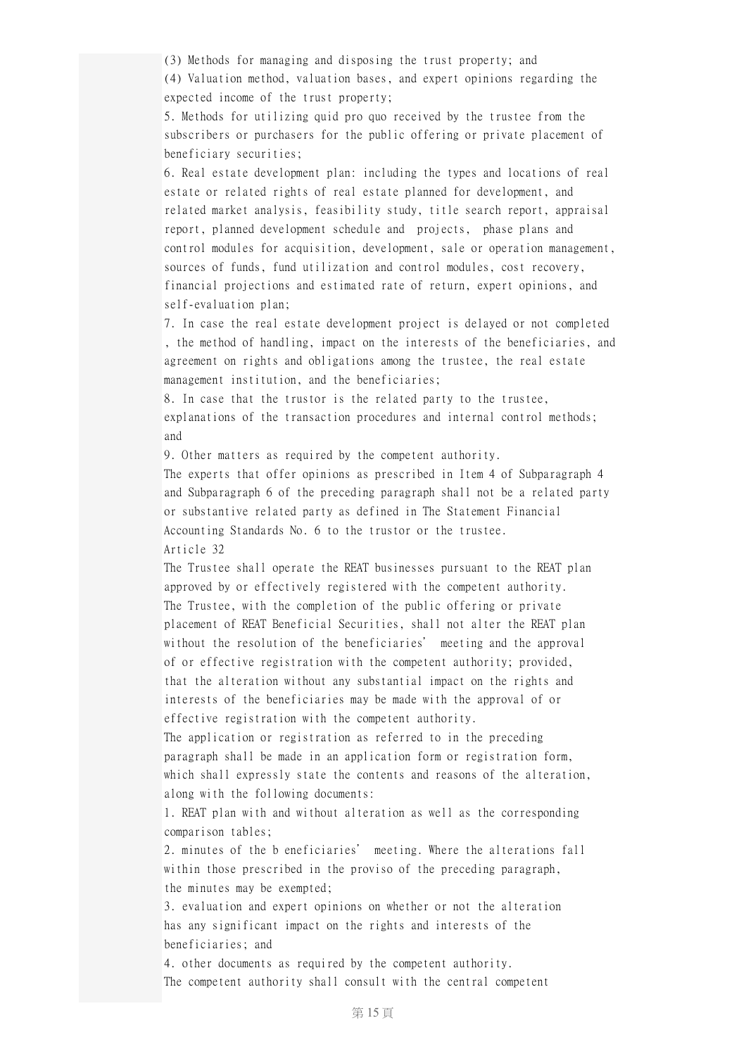(3) Methods for managing and disposing the trust property; and

(4) Valuation method, valuation bases, and expert opinions regarding the expected income of the trust property;

5. Methods for utilizing quid pro quo received by the trustee from the subscribers or purchasers for the public offering or private placement of beneficiary securities;

6. Real estate development plan: including the types and locations of real estate or related rights of real estate planned for development, and related market analysis, feasibility study, title search report, appraisal report, planned development schedule and projects, phase plans and control modules for acquisition, development, sale or operation management, sources of funds, fund utilization and control modules, cost recovery, financial projections and estimated rate of return, expert opinions, and self-evaluation plan;

7. In case the real estate development project is delayed or not completed , the method of handling, impact on the interests of the beneficiaries, and agreement on rights and obligations among the trustee, the real estate management institution, and the beneficiaries;

8. In case that the trustor is the related party to the trustee, explanations of the transaction procedures and internal control methods; and

9. Other matters as required by the competent authority.

The experts that offer opinions as prescribed in Item 4 of Subparagraph 4 and Subparagraph 6 of the preceding paragraph shall not be a related party or substantive related party as defined in The Statement Financial Accounting Standards No. 6 to the trustor or the trustee.

Article 32

The Trustee shall operate the REAT businesses pursuant to the REAT plan approved by or effectively registered with the competent authority.

The Trustee, with the completion of the public offering or private placement of REAT Beneficial Securities, shall not alter the REAT plan without the resolution of the beneficiaries' meeting and the approval of or effective registration with the competent authority; provided, that the alteration without any substantial impact on the rights and interests of the beneficiaries may be made with the approval of or effective registration with the competent authority.

The application or registration as referred to in the preceding paragraph shall be made in an application form or registration form, which shall expressly state the contents and reasons of the alteration, along with the following documents:

1. REAT plan with and without alteration as well as the corresponding comparison tables;

2. minutes of the b eneficiaries' meeting. Where the alterations fall within those prescribed in the proviso of the preceding paragraph, the minutes may be exempted;

3. evaluation and expert opinions on whether or not the alteration has any significant impact on the rights and interests of the beneficiaries; and

4. other documents as required by the competent authority.

The competent authority shall consult with the central competent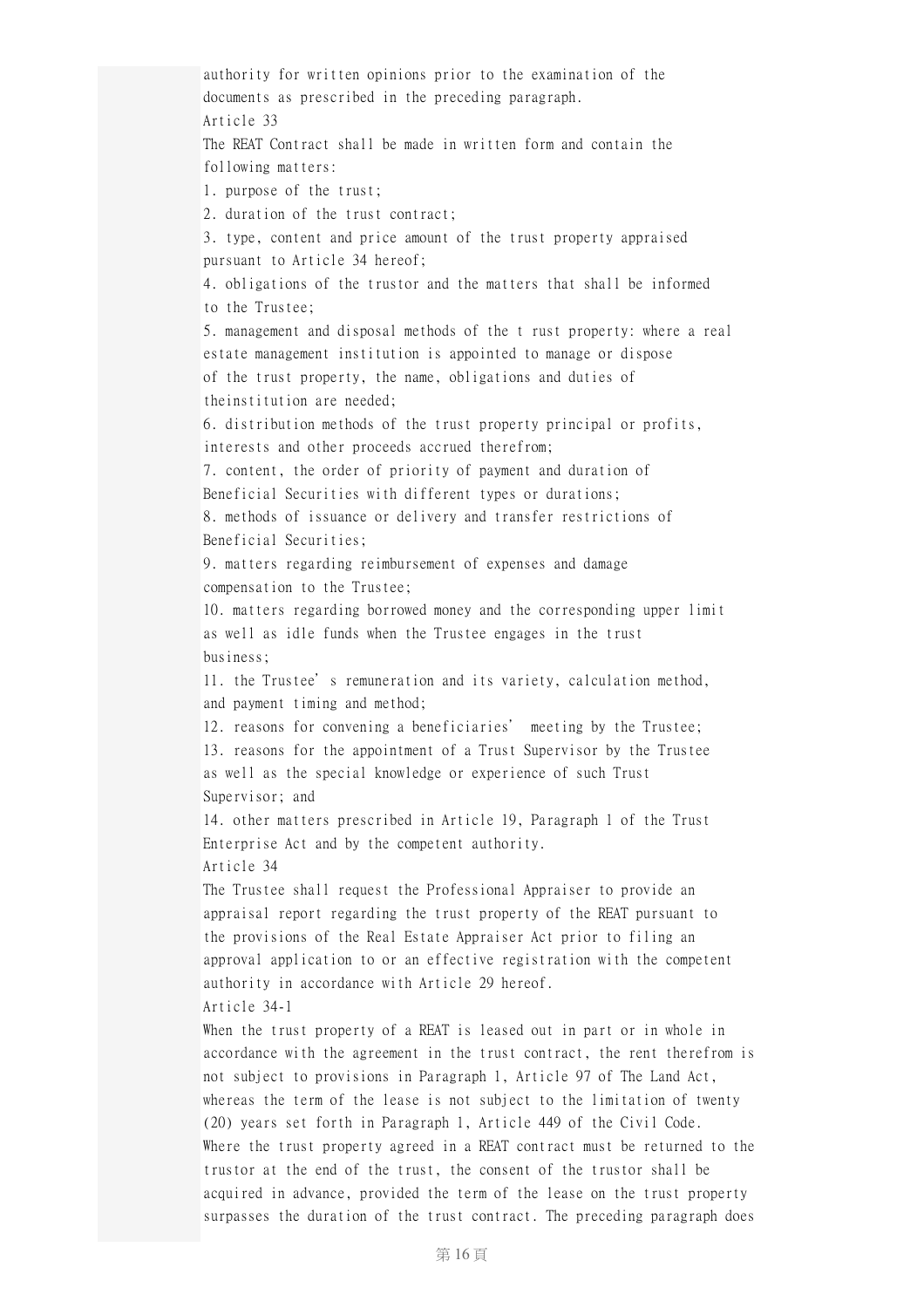authority for written opinions prior to the examination of the documents as prescribed in the preceding paragraph.

Article 33

The REAT Contract shall be made in written form and contain the following matters:

1. purpose of the trust;
2. duration of the trust contract;
3. type, content and price amount of the trust property appraised pursuant to Article 34 hereof;
4. obligations of the trustor and the matters that shall be informed to the Trustee;
5. management and disposal methods of the t rust property: where a real estate management institution is appointed to manage or dispose of the trust property, the name, obligations and duties of theinstitution are needed;
6. distribution methods of the trust property principal or profits, interests and other proceeds accrued therefrom;
7. content, the order of priority of payment and duration of Beneficial Securities with different types or durations;
8. methods of issuance or delivery and transfer restrictions of Beneficial Securities;
9. matters regarding reimbursement of expenses and damage compensation to the Trustee;
10. matters regarding borrowed money and the corresponding upper limit as well as idle funds when the Trustee engages in the trust business;
11. the Trustee's remuneration and its variety, calculation method, and payment timing and method;
12. reasons for convening a beneficiaries' meeting by the Trustee;
13. reasons for the appointment of a Trust Supervisor by the Trustee as well as the special knowledge or experience of such Trust Supervisor; and
14. other matters prescribed in Article 19, Paragraph 1 of the Trust Enterprise Act and by the competent authority.

Article 34

The Trustee shall request the Professional Appraiser to provide an appraisal report regarding the trust property of the REAT pursuant to the provisions of the Real Estate Appraiser Act prior to filing an approval application to or an effective registration with the competent authority in accordance with Article 29 hereof.

Article 34-1

When the trust property of a REAT is leased out in part or in whole in accordance with the agreement in the trust contract, the rent therefrom is not subject to provisions in Paragraph 1, Article 97 of The Land Act, whereas the term of the lease is not subject to the limitation of twenty (20) years set forth in Paragraph 1, Article 449 of the Civil Code.

Where the trust property agreed in a REAT contract must be returned to the trustor at the end of the trust, the consent of the trustor shall be acquired in advance, provided the term of the lease on the trust property surpasses the duration of the trust contract. The preceding paragraph does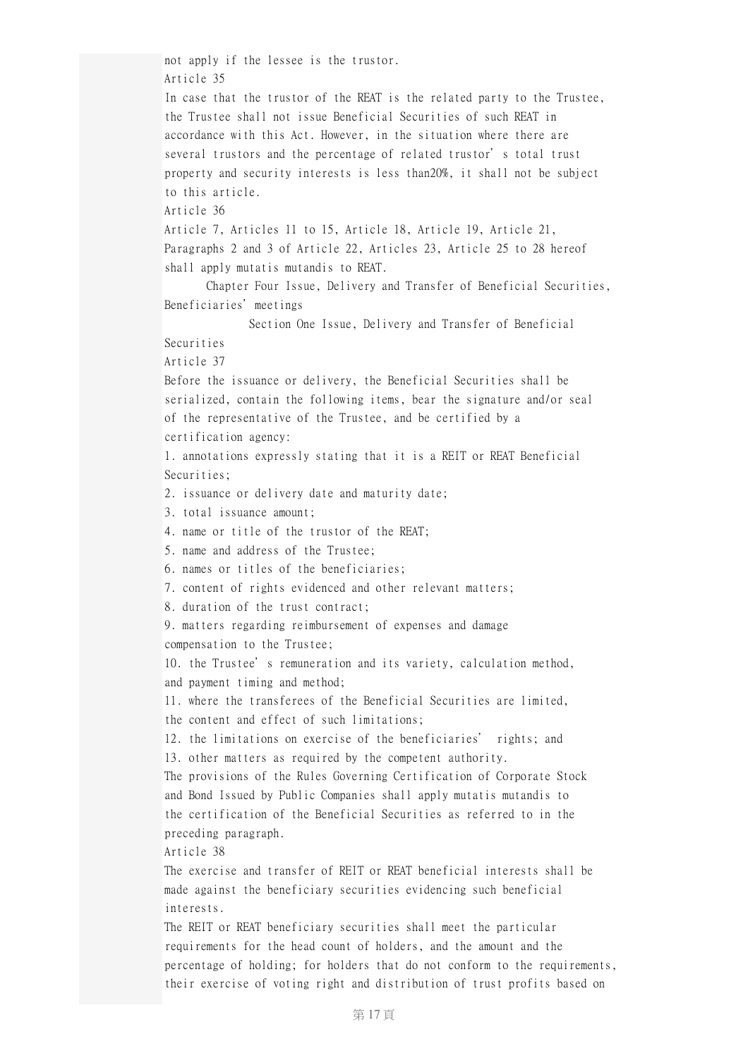not apply if the lessee is the trustor.

Article 35

In case that the trustor of the REAT is the related party to the Trustee, the Trustee shall not issue Beneficial Securities of such REAT in accordance with this Act. However, in the situation where there are several trustors and the percentage of related trustor's total trust property and security interests is less than20%, it shall not be subject to this article.

Article 36

Article 7, Articles 11 to 15, Article 18, Article 19, Article 21, Paragraphs 2 and 3 of Article 22, Articles 23, Article 25 to 28 hereof shall apply mutatis mutandis to REAT.

## Chapter Four Issue, Delivery and Transfer of Beneficial Securities, Beneficiaries' meetings

### Section One Issue, Delivery and Transfer of Beneficial Securities

Article 37

Before the issuance or delivery, the Beneficial Securities shall be serialized, contain the following items, bear the signature and/or seal of the representative of the Trustee, and be certified by a certification agency:

1. annotations expressly stating that it is a REIT or REAT Beneficial Securities;
2. issuance or delivery date and maturity date;
3. total issuance amount;
4. name or title of the trustor of the REAT;
5. name and address of the Trustee;
6. names or titles of the beneficiaries;
7. content of rights evidenced and other relevant matters;
8. duration of the trust contract;
9. matters regarding reimbursement of expenses and damage compensation to the Trustee;
10. the Trustee's remuneration and its variety, calculation method, and payment timing and method;
11. where the transferees of the Beneficial Securities are limited, the content and effect of such limitations;
12. the limitations on exercise of the beneficiaries' rights; and
13. other matters as required by the competent authority.

The provisions of the Rules Governing Certification of Corporate Stock and Bond Issued by Public Companies shall apply mutatis mutandis to the certification of the Beneficial Securities as referred to in the preceding paragraph.

Article 38

The exercise and transfer of REIT or REAT beneficial interests shall be made against the beneficiary securities evidencing such beneficial interests.

The REIT or REAT beneficiary securities shall meet the particular requirements for the head count of holders, and the amount and the percentage of holding; for holders that do not conform to the requirements, their exercise of voting right and distribution of trust profits based on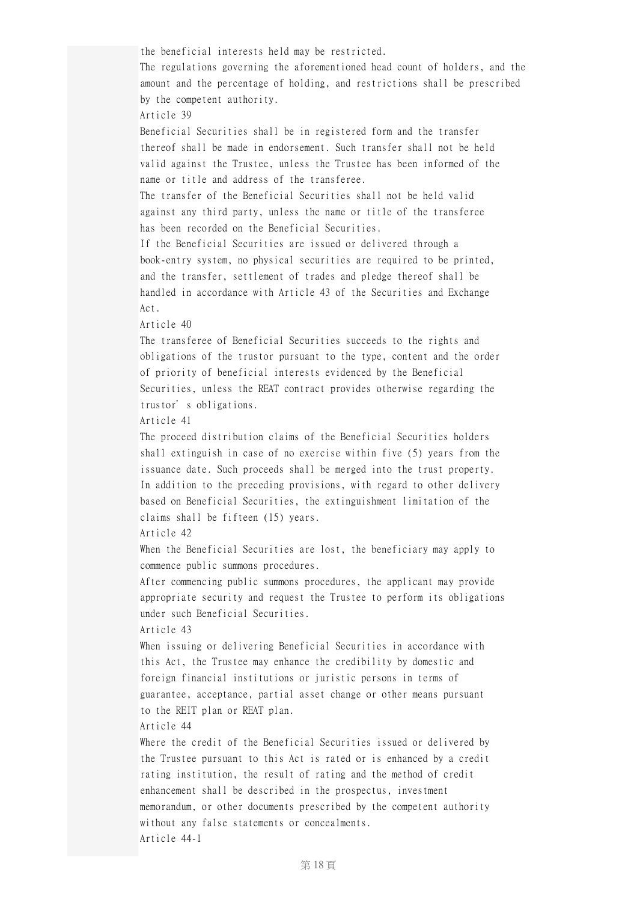the beneficial interests held may be restricted.

The regulations governing the aforementioned head count of holders, and the amount and the percentage of holding, and restrictions shall be prescribed by the competent authority.

Article 39

Beneficial Securities shall be in registered form and the transfer thereof shall be made in endorsement. Such transfer shall not be held valid against the Trustee, unless the Trustee has been informed of the name or title and address of the transferee.

The transfer of the Beneficial Securities shall not be held valid against any third party, unless the name or title of the transferee has been recorded on the Beneficial Securities.

If the Beneficial Securities are issued or delivered through a book-entry system, no physical securities are required to be printed, and the transfer, settlement of trades and pledge thereof shall be handled in accordance with Article 43 of the Securities and Exchange Act.

Article 40

The transferee of Beneficial Securities succeeds to the rights and obligations of the trustor pursuant to the type, content and the order of priority of beneficial interests evidenced by the Beneficial Securities, unless the REAT contract provides otherwise regarding the trustor’s obligations.

Article 41

The proceed distribution claims of the Beneficial Securities holders shall extinguish in case of no exercise within five (5) years from the issuance date. Such proceeds shall be merged into the trust property.

In addition to the preceding provisions, with regard to other delivery based on Beneficial Securities, the extinguishment limitation of the claims shall be fifteen (15) years.

Article 42

When the Beneficial Securities are lost, the beneficiary may apply to commence public summons procedures.

After commencing public summons procedures, the applicant may provide appropriate security and request the Trustee to perform its obligations under such Beneficial Securities.

Article 43

When issuing or delivering Beneficial Securities in accordance with this Act, the Trustee may enhance the credibility by domestic and foreign financial institutions or juristic persons in terms of guarantee, acceptance, partial asset change or other means pursuant to the REIT plan or REAT plan.

Article 44

Where the credit of the Beneficial Securities issued or delivered by the Trustee pursuant to this Act is rated or is enhanced by a credit rating institution, the result of rating and the method of credit enhancement shall be described in the prospectus, investment memorandum, or other documents prescribed by the competent authority without any false statements or concealments.

Article 44-1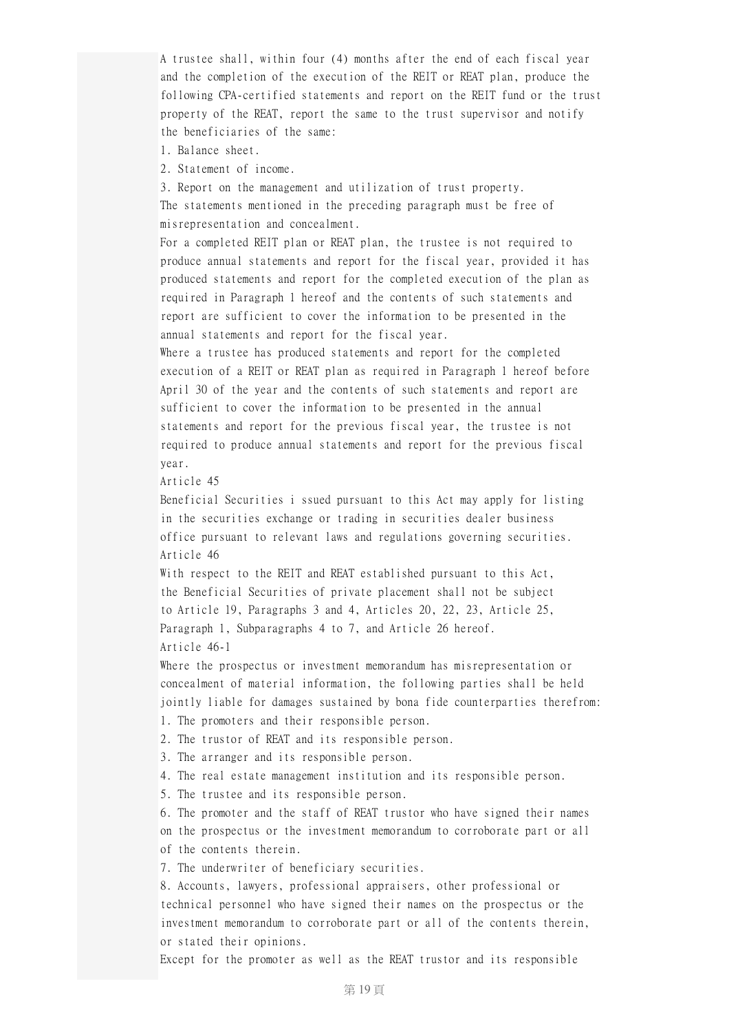A trustee shall, within four (4) months after the end of each fiscal year and the completion of the execution of the REIT or REAT plan, produce the following CPA-certified statements and report on the REIT fund or the trust property of the REAT, report the same to the trust supervisor and notify the beneficiaries of the same:

1. Balance sheet.
2. Statement of income.
3. Report on the management and utilization of trust property.

The statements mentioned in the preceding paragraph must be free of misrepresentation and concealment.

For a completed REIT plan or REAT plan, the trustee is not required to produce annual statements and report for the fiscal year, provided it has produced statements and report for the completed execution of the plan as required in Paragraph 1 hereof and the contents of such statements and report are sufficient to cover the information to be presented in the annual statements and report for the fiscal year.

Where a trustee has produced statements and report for the completed execution of a REIT or REAT plan as required in Paragraph 1 hereof before April 30 of the year and the contents of such statements and report are sufficient to cover the information to be presented in the annual statements and report for the previous fiscal year, the trustee is not required to produce annual statements and report for the previous fiscal year.

Article 45

Beneficial Securities i ssued pursuant to this Act may apply for listing in the securities exchange or trading in securities dealer business office pursuant to relevant laws and regulations governing securities.

Article 46

With respect to the REIT and REAT established pursuant to this Act, the Beneficial Securities of private placement shall not be subject to Article 19, Paragraphs 3 and 4, Articles 20, 22, 23, Article 25, Paragraph 1, Subparagraphs 4 to 7, and Article 26 hereof.

Article 46-1

Where the prospectus or investment memorandum has misrepresentation or concealment of material information, the following parties shall be held jointly liable for damages sustained by bona fide counterparties therefrom:

1. The promoters and their responsible person.
2. The trustor of REAT and its responsible person.
3. The arranger and its responsible person.
4. The real estate management institution and its responsible person.
5. The trustee and its responsible person.
6. The promoter and the staff of REAT trustor who have signed their names on the prospectus or the investment memorandum to corroborate part or all of the contents therein.
7. The underwriter of beneficiary securities.
8. Accounts, lawyers, professional appraisers, other professional or technical personnel who have signed their names on the prospectus or the investment memorandum to corroborate part or all of the contents therein, or stated their opinions.

Except for the promoter as well as the REAT trustor and its responsible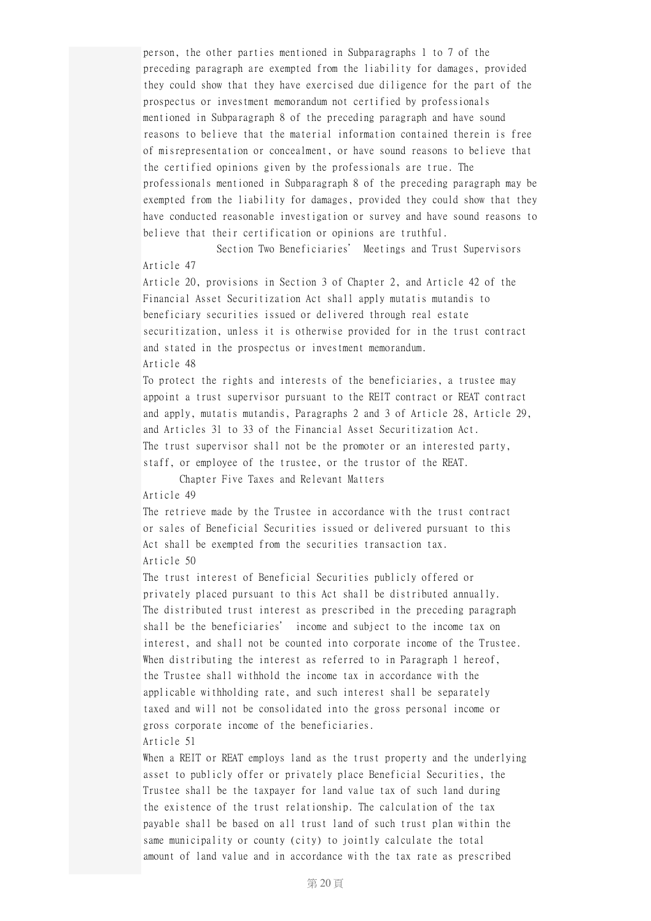person, the other parties mentioned in Subparagraphs 1 to 7 of the preceding paragraph are exempted from the liability for damages, provided they could show that they have exercised due diligence for the part of the prospectus or investment memorandum not certified by professionals mentioned in Subparagraph 8 of the preceding paragraph and have sound reasons to believe that the material information contained therein is free of misrepresentation or concealment, or have sound reasons to believe that the certified opinions given by the professionals are true. The professionals mentioned in Subparagraph 8 of the preceding paragraph may be exempted from the liability for damages, provided they could show that they have conducted reasonable investigation or survey and have sound reasons to believe that their certification or opinions are truthful.

## Section Two Beneficiaries' Meetings and Trust Supervisors

Article 47

Article 20, provisions in Section 3 of Chapter 2, and Article 42 of the Financial Asset Securitization Act shall apply mutatis mutandis to beneficiary securities issued or delivered through real estate securitization, unless it is otherwise provided for in the trust contract and stated in the prospectus or investment memorandum.

Article 48

To protect the rights and interests of the beneficiaries, a trustee may appoint a trust supervisor pursuant to the REIT contract or REAT contract and apply, mutatis mutandis, Paragraphs 2 and 3 of Article 28, Article 29, and Articles 31 to 33 of the Financial Asset Securitization Act.

The trust supervisor shall not be the promoter or an interested party, staff, or employee of the trustee, or the trustor of the REAT.

## Chapter Five Taxes and Relevant Matters

Article 49

The retrieve made by the Trustee in accordance with the trust contract or sales of Beneficial Securities issued or delivered pursuant to this Act shall be exempted from the securities transaction tax.

Article 50

The trust interest of Beneficial Securities publicly offered or privately placed pursuant to this Act shall be distributed annually.

The distributed trust interest as prescribed in the preceding paragraph shall be the beneficiaries' income and subject to the income tax on interest, and shall not be counted into corporate income of the Trustee.

When distributing the interest as referred to in Paragraph 1 hereof, the Trustee shall withhold the income tax in accordance with the applicable withholding rate, and such interest shall be separately taxed and will not be consolidated into the gross personal income or gross corporate income of the beneficiaries.

Article 51

When a REIT or REAT employs land as the trust property and the underlying asset to publicly offer or privately place Beneficial Securities, the Trustee shall be the taxpayer for land value tax of such land during the existence of the trust relationship. The calculation of the tax payable shall be based on all trust land of such trust plan within the same municipality or county (city) to jointly calculate the total amount of land value and in accordance with the tax rate as prescribed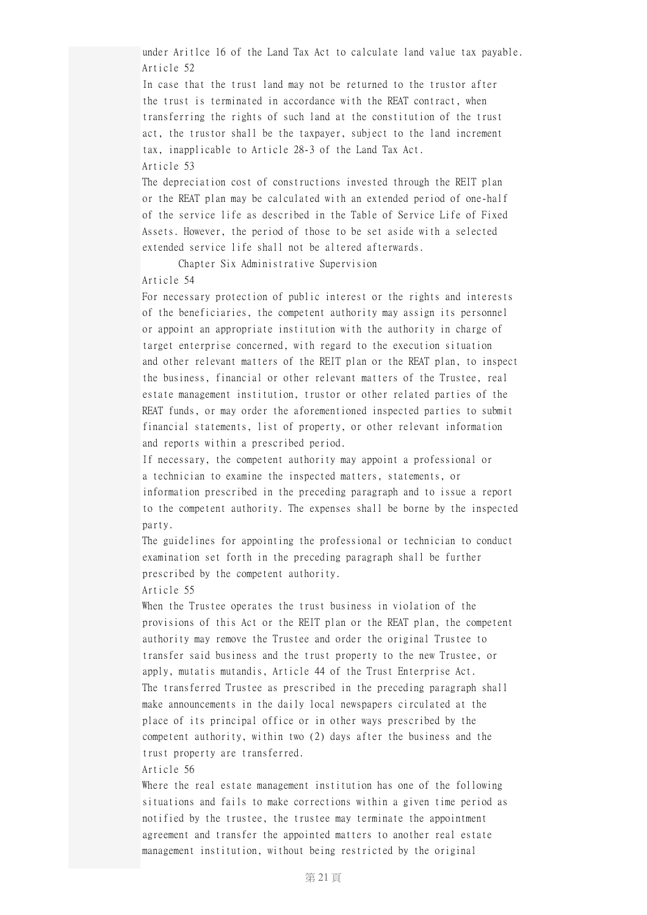under Aritlce 16 of the Land Tax Act to calculate land value tax payable.

Article 52

In case that the trust land may not be returned to the trustor after the trust is terminated in accordance with the REAT contract, when transferring the rights of such land at the constitution of the trust act, the trustor shall be the taxpayer, subject to the land increment tax, inapplicable to Article 28-3 of the Land Tax Act.

Article 53

The depreciation cost of constructions invested through the REIT plan or the REAT plan may be calculated with an extended period of one-half of the service life as described in the Table of Service Life of Fixed Assets. However, the period of those to be set aside with a selected extended service life shall not be altered afterwards.

## Chapter Six Administrative Supervision

Article 54

For necessary protection of public interest or the rights and interests of the beneficiaries, the competent authority may assign its personnel or appoint an appropriate institution with the authority in charge of target enterprise concerned, with regard to the execution situation and other relevant matters of the REIT plan or the REAT plan, to inspect the business, financial or other relevant matters of the Trustee, real estate management institution, trustor or other related parties of the REAT funds, or may order the aforementioned inspected parties to submit financial statements, list of property, or other relevant information and reports within a prescribed period.

If necessary, the competent authority may appoint a professional or a technician to examine the inspected matters, statements, or information prescribed in the preceding paragraph and to issue a report to the competent authority. The expenses shall be borne by the inspected party.

The guidelines for appointing the professional or technician to conduct examination set forth in the preceding paragraph shall be further prescribed by the competent authority.

Article 55

When the Trustee operates the trust business in violation of the provisions of this Act or the REIT plan or the REAT plan, the competent authority may remove the Trustee and order the original Trustee to transfer said business and the trust property to the new Trustee, or apply, mutatis mutandis, Article 44 of the Trust Enterprise Act.

The transferred Trustee as prescribed in the preceding paragraph shall make announcements in the daily local newspapers circulated at the place of its principal office or in other ways prescribed by the competent authority, within two (2) days after the business and the trust property are transferred.

Article 56

Where the real estate management institution has one of the following situations and fails to make corrections within a given time period as notified by the trustee, the trustee may terminate the appointment agreement and transfer the appointed matters to another real estate management institution, without being restricted by the original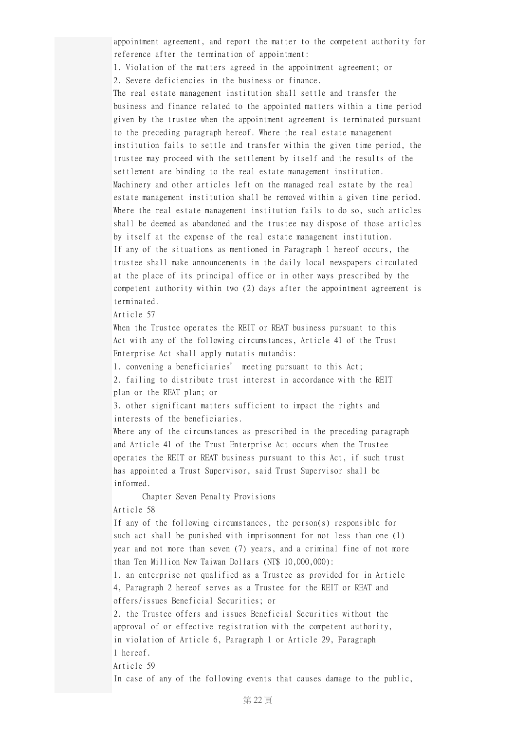appointment agreement, and report the matter to the competent authority for reference after the termination of appointment:

1. Violation of the matters agreed in the appointment agreement; or
2. Severe deficiencies in the business or finance.

The real estate management institution shall settle and transfer the business and finance related to the appointed matters within a time period given by the trustee when the appointment agreement is terminated pursuant to the preceding paragraph hereof. Where the real estate management institution fails to settle and transfer within the given time period, the trustee may proceed with the settlement by itself and the results of the settlement are binding to the real estate management institution.

Machinery and other articles left on the managed real estate by the real estate management institution shall be removed within a given time period. Where the real estate management institution fails to do so, such articles shall be deemed as abandoned and the trustee may dispose of those articles by itself at the expense of the real estate management institution.

If any of the situations as mentioned in Paragraph 1 hereof occurs, the trustee shall make announcements in the daily local newspapers circulated at the place of its principal office or in other ways prescribed by the competent authority within two (2) days after the appointment agreement is terminated.

Article 57

When the Trustee operates the REIT or REAT business pursuant to this Act with any of the following circumstances, Article 41 of the Trust Enterprise Act shall apply mutatis mutandis:

1. convening a beneficiaries' meeting pursuant to this Act;
2. failing to distribute trust interest in accordance with the REIT plan or the REAT plan; or
3. other significant matters sufficient to impact the rights and interests of the beneficiaries.

Where any of the circumstances as prescribed in the preceding paragraph and Article 41 of the Trust Enterprise Act occurs when the Trustee operates the REIT or REAT business pursuant to this Act, if such trust has appointed a Trust Supervisor, said Trust Supervisor shall be informed.

## Chapter Seven Penalty Provisions

Article 58

If any of the following circumstances, the person(s) responsible for such act shall be punished with imprisonment for not less than one (1) year and not more than seven (7) years, and a criminal fine of not more than Ten Million New Taiwan Dollars (NT$ 10,000,000):

1. an enterprise not qualified as a Trustee as provided for in Article 4, Paragraph 2 hereof serves as a Trustee for the REIT or REAT and offers/issues Beneficial Securities; or
2. the Trustee offers and issues Beneficial Securities without the approval of or effective registration with the competent authority, in violation of Article 6, Paragraph 1 or Article 29, Paragraph 1 hereof.

Article 59

In case of any of the following events that causes damage to the public,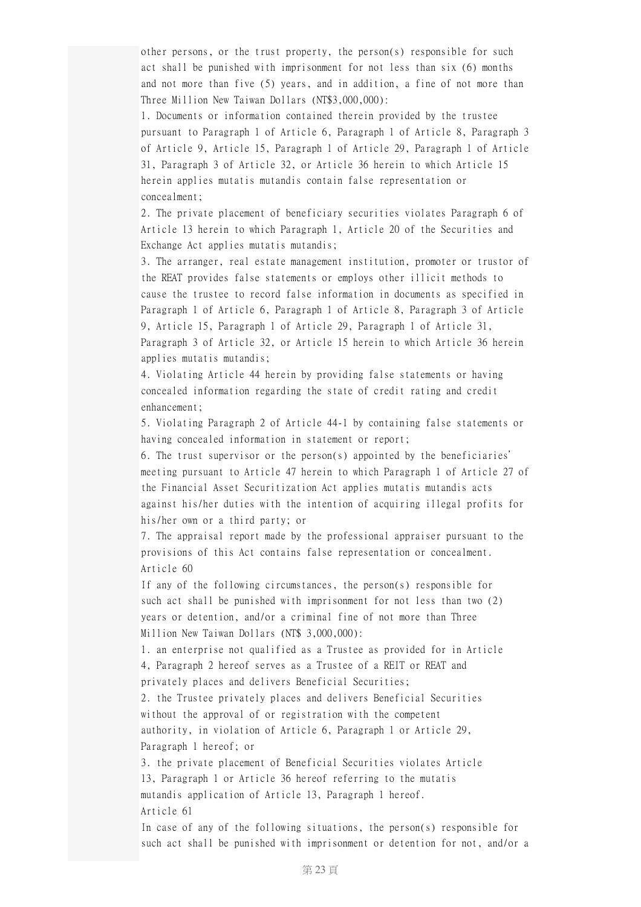other persons, or the trust property, the person(s) responsible for such act shall be punished with imprisonment for not less than six (6) months and not more than five (5) years, and in addition, a fine of not more than Three Million New Taiwan Dollars (NT$3,000,000):

1. Documents or information contained therein provided by the trustee pursuant to Paragraph 1 of Article 6, Paragraph 1 of Article 8, Paragraph 3 of Article 9, Article 15, Paragraph 1 of Article 29, Paragraph 1 of Article 31, Paragraph 3 of Article 32, or Article 36 herein to which Article 15 herein applies mutatis mutandis contain false representation or concealment;
2. The private placement of beneficiary securities violates Paragraph 6 of Article 13 herein to which Paragraph 1, Article 20 of the Securities and Exchange Act applies mutatis mutandis;
3. The arranger, real estate management institution, promoter or trustor of the REAT provides false statements or employs other illicit methods to cause the trustee to record false information in documents as specified in Paragraph 1 of Article 6, Paragraph 1 of Article 8, Paragraph 3 of Article 9, Article 15, Paragraph 1 of Article 29, Paragraph 1 of Article 31, Paragraph 3 of Article 32, or Article 15 herein to which Article 36 herein applies mutatis mutandis;
4. Violating Article 44 herein by providing false statements or having concealed information regarding the state of credit rating and credit enhancement;
5. Violating Paragraph 2 of Article 44-1 by containing false statements or having concealed information in statement or report;
6. The trust supervisor or the person(s) appointed by the beneficiaries' meeting pursuant to Article 47 herein to which Paragraph 1 of Article 27 of the Financial Asset Securitization Act applies mutatis mutandis acts against his/her duties with the intention of acquiring illegal profits for his/her own or a third party; or
7. The appraisal report made by the professional appraiser pursuant to the provisions of this Act contains false representation or concealment.

Article 60

If any of the following circumstances, the person(s) responsible for such act shall be punished with imprisonment for not less than two (2) years or detention, and/or a criminal fine of not more than Three Million New Taiwan Dollars (NT$ 3,000,000):

1. an enterprise not qualified as a Trustee as provided for in Article 4, Paragraph 2 hereof serves as a Trustee of a REIT or REAT and privately places and delivers Beneficial Securities;
2. the Trustee privately places and delivers Beneficial Securities without the approval of or registration with the competent authority, in violation of Article 6, Paragraph 1 or Article 29, Paragraph 1 hereof; or
3. the private placement of Beneficial Securities violates Article 13, Paragraph 1 or Article 36 hereof referring to the mutatis mutandis application of Article 13, Paragraph 1 hereof.

Article 61

In case of any of the following situations, the person(s) responsible for such act shall be punished with imprisonment or detention for not, and/or a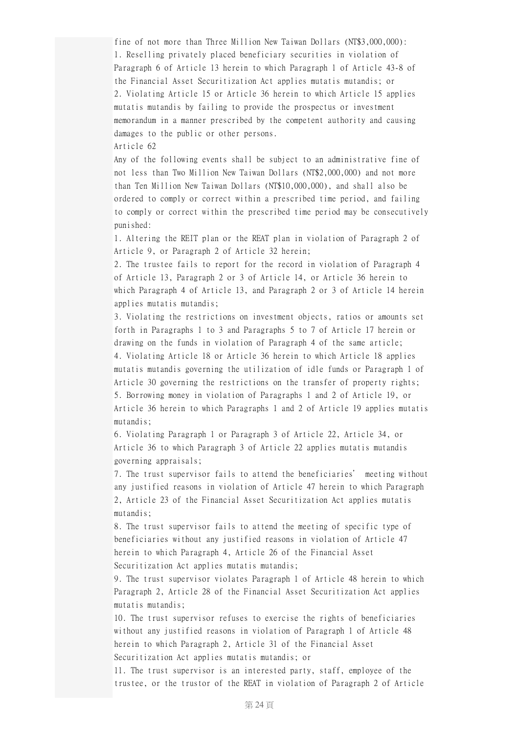fine of not more than Three Million New Taiwan Dollars (NT$3,000,000):

1. Reselling privately placed beneficiary securities in violation of Paragraph 6 of Article 13 herein to which Paragraph 1 of Article 43-8 of the Financial Asset Securitization Act applies mutatis mutandis; or
2. Violating Article 15 or Article 36 herein to which Article 15 applies mutatis mutandis by failing to provide the prospectus or investment memorandum in a manner prescribed by the competent authority and causing damages to the public or other persons.

Article 62

Any of the following events shall be subject to an administrative fine of not less than Two Million New Taiwan Dollars (NT$2,000,000) and not more than Ten Million New Taiwan Dollars (NT$10,000,000), and shall also be ordered to comply or correct within a prescribed time period, and failing to comply or correct within the prescribed time period may be consecutively punished:

1. Altering the REIT plan or the REAT plan in violation of Paragraph 2 of Article 9, or Paragraph 2 of Article 32 herein;
2. The trustee fails to report for the record in violation of Paragraph 4 of Article 13, Paragraph 2 or 3 of Article 14, or Article 36 herein to which Paragraph 4 of Article 13, and Paragraph 2 or 3 of Article 14 herein applies mutatis mutandis;
3. Violating the restrictions on investment objects, ratios or amounts set forth in Paragraphs 1 to 3 and Paragraphs 5 to 7 of Article 17 herein or drawing on the funds in violation of Paragraph 4 of the same article;
4. Violating Article 18 or Article 36 herein to which Article 18 applies mutatis mutandis governing the utilization of idle funds or Paragraph 1 of Article 30 governing the restrictions on the transfer of property rights;
5. Borrowing money in violation of Paragraphs 1 and 2 of Article 19, or Article 36 herein to which Paragraphs 1 and 2 of Article 19 applies mutatis mutandis;
6. Violating Paragraph 1 or Paragraph 3 of Article 22, Article 34, or Article 36 to which Paragraph 3 of Article 22 applies mutatis mutandis governing appraisals;
7. The trust supervisor fails to attend the beneficiaries' meeting without any justified reasons in violation of Article 47 herein to which Paragraph 2, Article 23 of the Financial Asset Securitization Act applies mutatis mutandis;
8. The trust supervisor fails to attend the meeting of specific type of beneficiaries without any justified reasons in violation of Article 47 herein to which Paragraph 4, Article 26 of the Financial Asset Securitization Act applies mutatis mutandis;
9. The trust supervisor violates Paragraph 1 of Article 48 herein to which Paragraph 2, Article 28 of the Financial Asset Securitization Act applies mutatis mutandis;
10. The trust supervisor refuses to exercise the rights of beneficiaries without any justified reasons in violation of Paragraph 1 of Article 48 herein to which Paragraph 2, Article 31 of the Financial Asset Securitization Act applies mutatis mutandis; or
11. The trust supervisor is an interested party, staff, employee of the trustee, or the trustor of the REAT in violation of Paragraph 2 of Article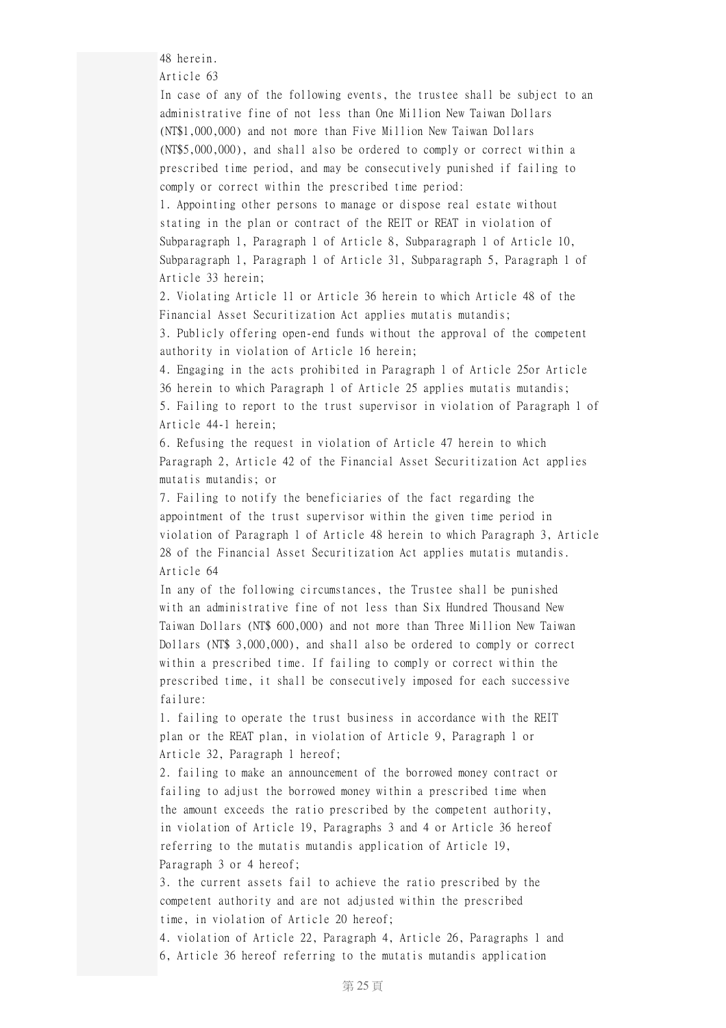48 herein.

Article 63

In case of any of the following events, the trustee shall be subject to an administrative fine of not less than One Million New Taiwan Dollars (NT$1,000,000) and not more than Five Million New Taiwan Dollars (NT$5,000,000), and shall also be ordered to comply or correct within a prescribed time period, and may be consecutively punished if failing to comply or correct within the prescribed time period:

1. Appointing other persons to manage or dispose real estate without stating in the plan or contract of the REIT or REAT in violation of Subparagraph 1, Paragraph 1 of Article 8, Subparagraph 1 of Article 10, Subparagraph 1, Paragraph 1 of Article 31, Subparagraph 5, Paragraph 1 of Article 33 herein;
2. Violating Article 11 or Article 36 herein to which Article 48 of the Financial Asset Securitization Act applies mutatis mutandis;
3. Publicly offering open-end funds without the approval of the competent authority in violation of Article 16 herein;
4. Engaging in the acts prohibited in Paragraph 1 of Article 25or Article 36 herein to which Paragraph 1 of Article 25 applies mutatis mutandis;
5. Failing to report to the trust supervisor in violation of Paragraph 1 of Article 44-1 herein;
6. Refusing the request in violation of Article 47 herein to which Paragraph 2, Article 42 of the Financial Asset Securitization Act applies mutatis mutandis; or
7. Failing to notify the beneficiaries of the fact regarding the appointment of the trust supervisor within the given time period in violation of Paragraph 1 of Article 48 herein to which Paragraph 3, Article 28 of the Financial Asset Securitization Act applies mutatis mutandis.

Article 64

In any of the following circumstances, the Trustee shall be punished with an administrative fine of not less than Six Hundred Thousand New Taiwan Dollars (NT$ 600,000) and not more than Three Million New Taiwan Dollars (NT$ 3,000,000), and shall also be ordered to comply or correct within a prescribed time. If failing to comply or correct within the prescribed time, it shall be consecutively imposed for each successive failure:

1. failing to operate the trust business in accordance with the REIT plan or the REAT plan, in violation of Article 9, Paragraph 1 or Article 32, Paragraph 1 hereof;
2. failing to make an announcement of the borrowed money contract or failing to adjust the borrowed money within a prescribed time when the amount exceeds the ratio prescribed by the competent authority, in violation of Article 19, Paragraphs 3 and 4 or Article 36 hereof referring to the mutatis mutandis application of Article 19, Paragraph 3 or 4 hereof;
3. the current assets fail to achieve the ratio prescribed by the competent authority and are not adjusted within the prescribed time, in violation of Article 20 hereof;
4. violation of Article 22, Paragraph 4, Article 26, Paragraphs 1 and 6, Article 36 hereof referring to the mutatis mutandis application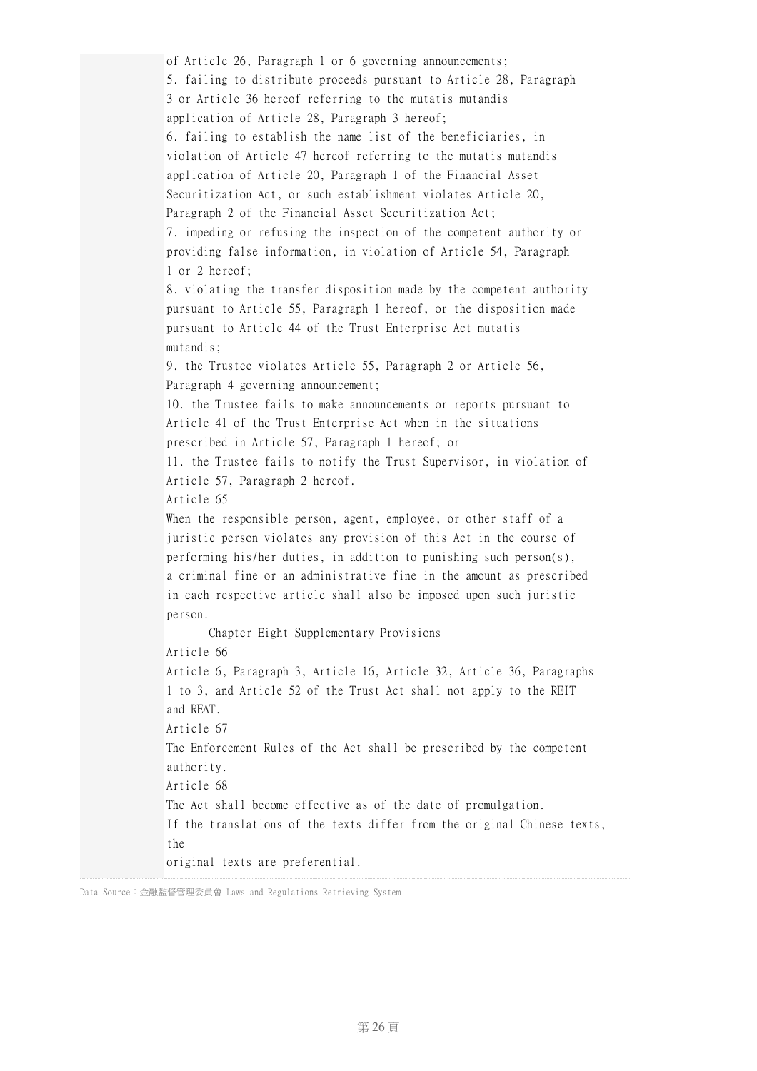of Article 26, Paragraph 1 or 6 governing announcements;

5. failing to distribute proceeds pursuant to Article 28, Paragraph 3 or Article 36 hereof referring to the mutatis mutandis application of Article 28, Paragraph 3 hereof;

6. failing to establish the name list of the beneficiaries, in violation of Article 47 hereof referring to the mutatis mutandis application of Article 20, Paragraph 1 of the Financial Asset Securitization Act, or such establishment violates Article 20, Paragraph 2 of the Financial Asset Securitization Act;

7. impeding or refusing the inspection of the competent authority or providing false information, in violation of Article 54, Paragraph 1 or 2 hereof;

8. violating the transfer disposition made by the competent authority pursuant to Article 55, Paragraph 1 hereof, or the disposition made pursuant to Article 44 of the Trust Enterprise Act mutatis mutandis;

9. the Trustee violates Article 55, Paragraph 2 or Article 56, Paragraph 4 governing announcement;

10. the Trustee fails to make announcements or reports pursuant to Article 41 of the Trust Enterprise Act when in the situations prescribed in Article 57, Paragraph 1 hereof; or

11. the Trustee fails to notify the Trust Supervisor, in violation of Article 57, Paragraph 2 hereof.

Article 65

When the responsible person, agent, employee, or other staff of a juristic person violates any provision of this Act in the course of performing his/her duties, in addition to punishing such person(s), a criminal fine or an administrative fine in the amount as prescribed in each respective article shall also be imposed upon such juristic person.

## Chapter Eight Supplementary Provisions

Article 66

Article 6, Paragraph 3, Article 16, Article 32, Article 36, Paragraphs 1 to 3, and Article 52 of the Trust Act shall not apply to the REIT and REAT.

Article 67

The Enforcement Rules of the Act shall be prescribed by the competent authority.

Article 68

The Act shall become effective as of the date of promulgation.

If the translations of the texts differ from the original Chinese texts, the original texts are preferential.

Data Source：金融監督管理委員會 Laws and Regulations Retrieving System